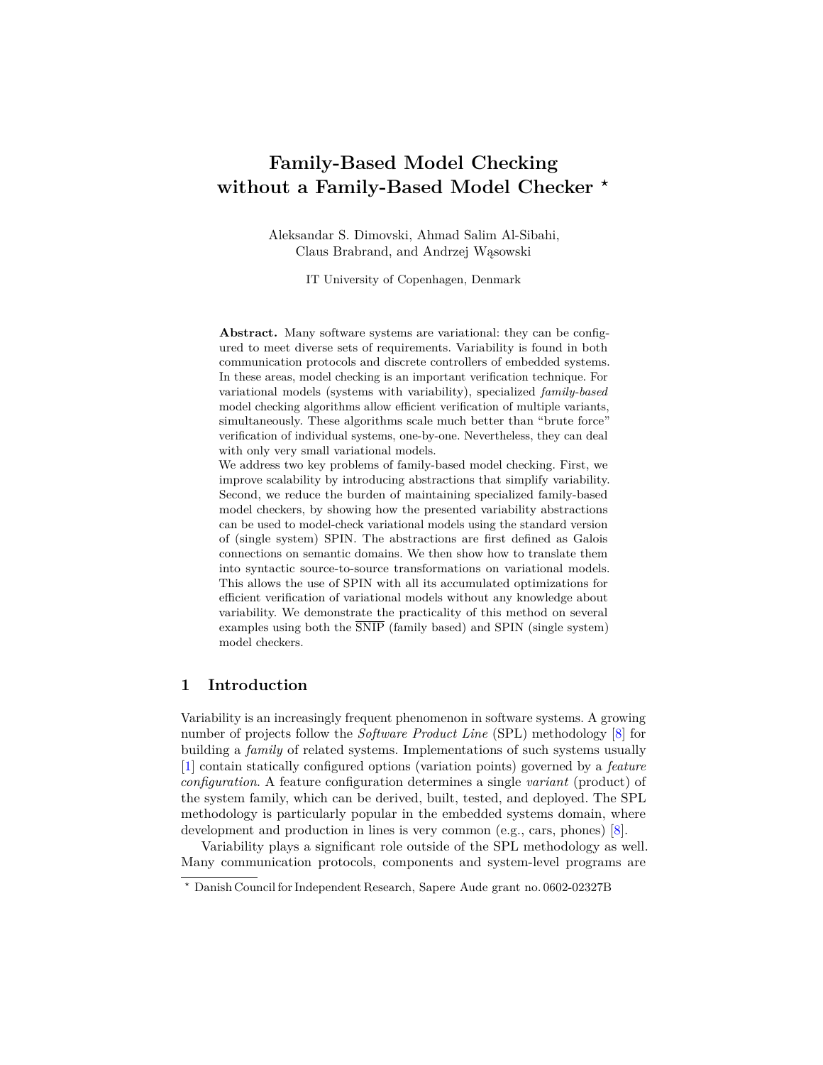# Family-Based Model Checking without a Family-Based Model Checker *

Aleksandar S. Dimovski, Ahmad Salim Al-Sibahi, Claus Brabrand, and Andrzej Wąsowski

IT University of Copenhagen, Denmark

**Abstract.** Many software systems are variational: they can be configured to meet diverse sets of requirements. Variability is found in both communication protocols and discrete controllers of embedded systems. In these areas, model checking is an important verification technique. For variational models (systems with variability), specialized *family-based* model checking algorithms allow efficient verification of multiple variants, simultaneously. These algorithms scale much better than "brute force" verification of individual systems, one-by-one. Nevertheless, they can deal with only very small variational models.

We address two key problems of family-based model checking. First, we improve scalability by introducing abstractions that simplify variability. Second, we reduce the burden of maintaining specialized family-based model checkers, by showing how the presented variability abstractions can be used to model-check variational models using the standard version of (single system) SPIN. The abstractions are first defined as Galois connections on semantic domains. We then show how to translate them into syntactic source-to-source transformations on variational models. This allows the use of SPIN with all its accumulated optimizations for efficient verification of variational models without any knowledge about variability. We demonstrate the practicality of this method on several examples using both the $\overline{\text{SNIP}}$ (family based) and SPIN (single system) model checkers.

## 1 Introduction

Variability is an increasingly frequent phenomenon in software systems. A growing number of projects follow the *Software Product Line* (SPL) methodology [8] for building a *family* of related systems. Implementations of such systems usually [1] contain statically configured options (variation points) governed by a *feature configuration*. A feature configuration determines a single *variant* (product) of the system family, which can be derived, built, tested, and deployed. The SPL methodology is particularly popular in the embedded systems domain, where development and production in lines is very common (e.g., cars, phones) [8].

Variability plays a significant role outside of the SPL methodology as well. Many communication protocols, components and system-level programs are

---

* Danish Council for Independent Research, Sapere Aude grant no. 0602-02327B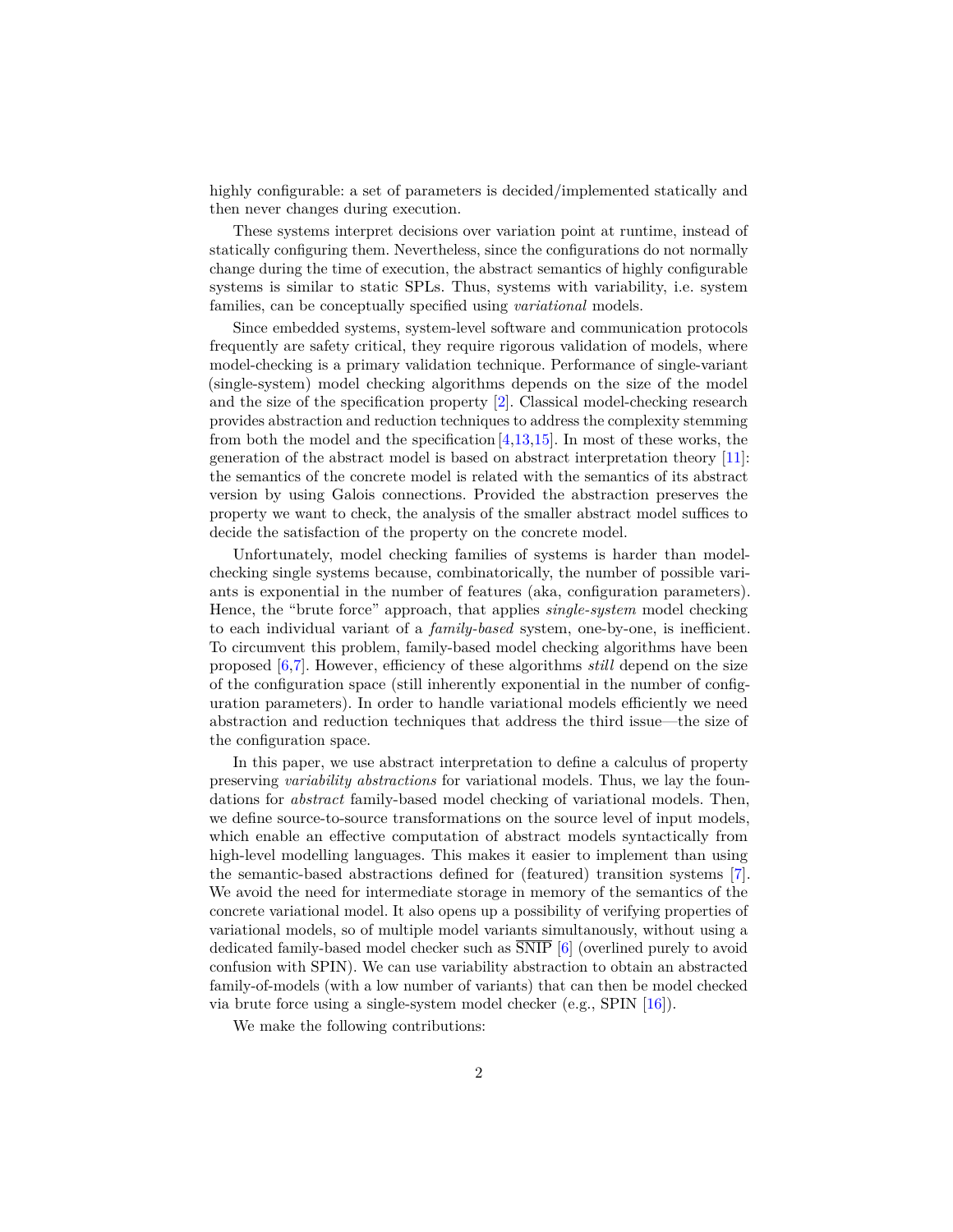highly configurable: a set of parameters is decided/implemented statically and then never changes during execution.

These systems interpret decisions over variation point at runtime, instead of statically configuring them. Nevertheless, since the configurations do not normally change during the time of execution, the abstract semantics of highly configurable systems is similar to static SPLs. Thus, systems with variability, i.e. system families, can be conceptually specified using *variational* models.

Since embedded systems, system-level software and communication protocols frequently are safety critical, they require rigorous validation of models, where model-checking is a primary validation technique. Performance of single-variant (single-system) model checking algorithms depends on the size of the model and the size of the specification property [2]. Classical model-checking research provides abstraction and reduction techniques to address the complexity stemming from both the model and the specification [4,13,15]. In most of these works, the generation of the abstract model is based on abstract interpretation theory [11]: the semantics of the concrete model is related with the semantics of its abstract version by using Galois connections. Provided the abstraction preserves the property we want to check, the analysis of the smaller abstract model suffices to decide the satisfaction of the property on the concrete model.

Unfortunately, model checking families of systems is harder than model-checking single systems because, combinatorically, the number of possible variants is exponential in the number of features (aka, configuration parameters). Hence, the "brute force" approach, that applies *single-system* model checking to each individual variant of a *family-based* system, one-by-one, is inefficient. To circumvent this problem, family-based model checking algorithms have been proposed [6,7]. However, efficiency of these algorithms *still* depend on the size of the configuration space (still inherently exponential in the number of configuration parameters). In order to handle variational models efficiently we need abstraction and reduction techniques that address the third issue—the size of the configuration space.

In this paper, we use abstract interpretation to define a calculus of property preserving *variability abstractions* for variational models. Thus, we lay the foundations for *abstract* family-based model checking of variational models. Then, we define source-to-source transformations on the source level of input models, which enable an effective computation of abstract models syntactically from high-level modelling languages. This makes it easier to implement than using the semantic-based abstractions defined for (featured) transition systems [7]. We avoid the need for intermediate storage in memory of the semantics of the concrete variational model. It also opens up a possibility of verifying properties of variational models, so of multiple model variants simultanously, without using a dedicated family-based model checker such as $\overline{\text{SNIP}}$ [6] (overlined purely to avoid confusion with SPIN). We can use variability abstraction to obtain an abstracted family-of-models (with a low number of variants) that can then be model checked via brute force using a single-system model checker (e.g., SPIN [16]).

We make the following contributions: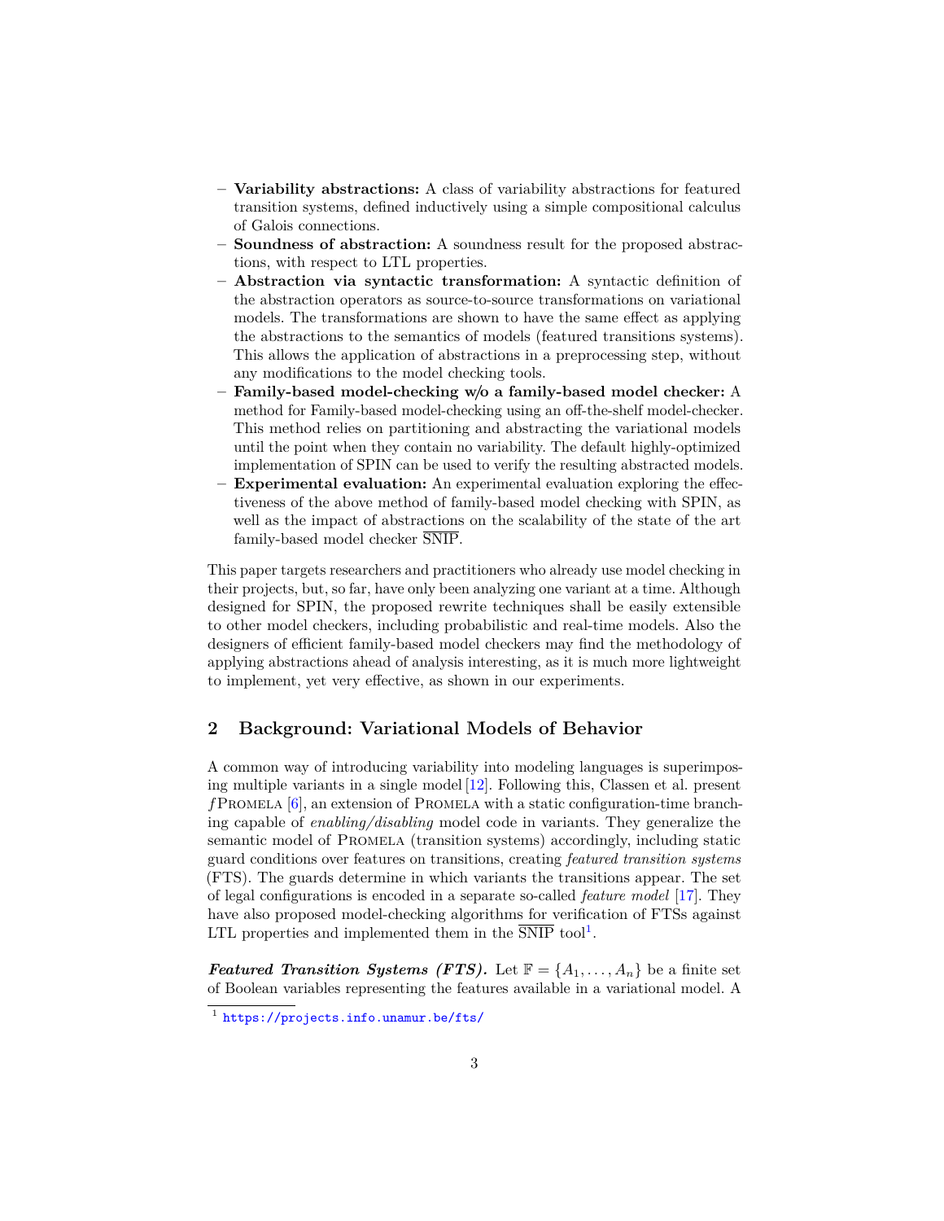- **Variability abstractions:** A class of variability abstractions for featured transition systems, defined inductively using a simple compositional calculus of Galois connections.
- **Soundness of abstraction:** A soundness result for the proposed abstractions, with respect to LTL properties.
- **Abstraction via syntactic transformation:** A syntactic definition of the abstraction operators as source-to-source transformations on variational models. The transformations are shown to have the same effect as applying the abstractions to the semantics of models (featured transitions systems). This allows the application of abstractions in a preprocessing step, without any modifications to the model checking tools.
- **Family-based model-checking w/o a family-based model checker:** A method for Family-based model-checking using an off-the-shelf model-checker. This method relies on partitioning and abstracting the variational models until the point when they contain no variability. The default highly-optimized implementation of SPIN can be used to verify the resulting abstracted models.
- **Experimental evaluation:** An experimental evaluation exploring the effectiveness of the above method of family-based model checking with SPIN, as well as the impact of abstractions on the scalability of the state of the art family-based model checker $\overline{\text{SNIP}}$.

This paper targets researchers and practitioners who already use model checking in their projects, but, so far, have only been analyzing one variant at a time. Although designed for SPIN, the proposed rewrite techniques shall be easily extensible to other model checkers, including probabilistic and real-time models. Also the designers of efficient family-based model checkers may find the methodology of applying abstractions ahead of analysis interesting, as it is much more lightweight to implement, yet very effective, as shown in our experiments.

## 2 Background: Variational Models of Behavior

A common way of introducing variability into modeling languages is superimposing multiple variants in a single model [12]. Following this, Classen et al. present *f*PROMELA [6], an extension of PROMELA with a static configuration-time branching capable of *enabling/disabling* model code in variants. They generalize the semantic model of PROMELA (transition systems) accordingly, including static guard conditions over features on transitions, creating *featured transition systems* (FTS). The guards determine in which variants the transitions appear. The set of legal configurations is encoded in a separate so-called *feature model* [17]. They have also proposed model-checking algorithms for verification of FTSs against LTL properties and implemented them in the $\overline{\text{SNIP}}$ tool[1].

***Featured Transition Systems (FTS).*** Let $\mathbb{F} = \{A_1, \ldots, A_n\}$ be a finite set of Boolean variables representing the features available in a variational model. A

[1] https://projects.info.unamur.be/fts/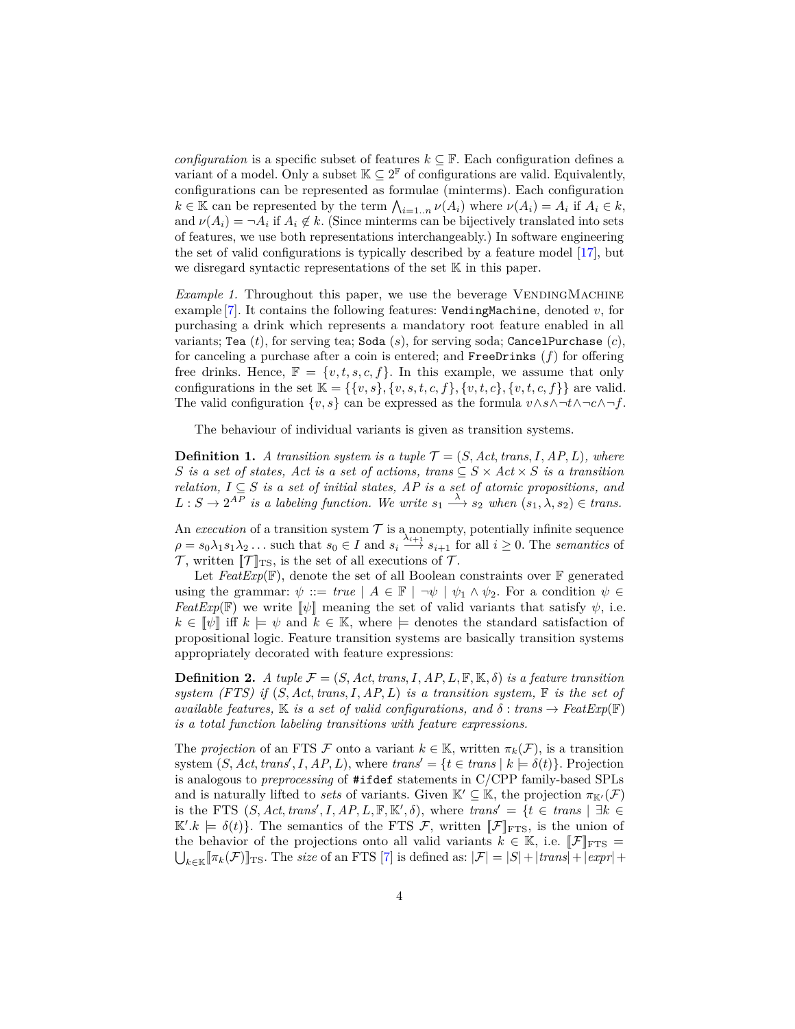*configuration* is a specific subset of features $k \subseteq \mathbb{F}$. Each configuration defines a variant of a model. Only a subset $\mathbb{K} \subseteq 2^{\mathbb{F}}$ of configurations are valid. Equivalently, configurations can be represented as formulae (minterms). Each configuration $k \in \mathbb{K}$ can be represented by the term $\bigwedge_{i=1..n} \nu(A_i)$ where $\nu(A_i) = A_i$ if $A_i \in k$, and $\nu(A_i) = \neg A_i$ if $A_i \notin k$. (Since minterms can be bijectively translated into sets of features, we use both representations interchangeably.) In software engineering the set of valid configurations is typically described by a feature model [17], but we disregard syntactic representations of the set $\mathbb{K}$ in this paper.

*Example 1.* Throughout this paper, we use the beverage VendingMachine example [7]. It contains the following features: `VendingMachine`, denoted $v$, for purchasing a drink which represents a mandatory root feature enabled in all variants; `Tea` ($t$), for serving tea; `Soda` ($s$), for serving soda; `CancelPurchase` ($c$), for canceling a purchase after a coin is entered; and `FreeDrinks` ($f$) for offering free drinks. Hence, $\mathbb{F} = \{v, t, s, c, f\}$. In this example, we assume that only configurations in the set $\mathbb{K} = \{\{v, s\}, \{v, s, t, c, f\}, \{v, t, c\}, \{v, t, c, f\}\}$ are valid. The valid configuration $\{v, s\}$ can be expressed as the formula $v \wedge s \wedge \neg t \wedge \neg c \wedge \neg f$.

The behaviour of individual variants is given as transition systems.

**Definition 1.** *A transition system is a tuple $\mathcal{T} = (S, Act, trans, I, AP, L)$, where $S$ is a set of states, $Act$ is a set of actions, $trans \subseteq S \times Act \times S$ is a transition relation, $I \subseteq S$ is a set of initial states, $AP$ is a set of atomic propositions, and $L : S \to 2^{AP}$ is a labeling function. We write $s_1 \xrightarrow{\lambda} s_2$ when $(s_1, \lambda, s_2) \in trans$.*

An *execution* of a transition system $\mathcal{T}$ is a nonempty, potentially infinite sequence $\rho = s_0 \lambda_1 s_1 \lambda_2 \ldots$ such that $s_0 \in I$ and $s_i \xrightarrow{\lambda_{i+1}} s_{i+1}$ for all $i \geq 0$. The *semantics* of $\mathcal{T}$, written $[\![\mathcal{T}]\!]_{\mathrm{TS}}$, is the set of all executions of $\mathcal{T}$.

Let $FeatExp(\mathbb{F})$, denote the set of all Boolean constraints over $\mathbb{F}$ generated using the grammar: $\psi ::= true \mid A \in \mathbb{F} \mid \neg\psi \mid \psi_1 \wedge \psi_2$. For a condition $\psi \in FeatExp(\mathbb{F})$ we write $[\![\psi]\!]$ meaning the set of valid variants that satisfy $\psi$, i.e. $k \in [\![\psi]\!]$ iff $k \models \psi$ and $k \in \mathbb{K}$, where $\models$ denotes the standard satisfaction of propositional logic. Feature transition systems are basically transition systems appropriately decorated with feature expressions:

**Definition 2.** *A tuple $\mathcal{F} = (S, Act, trans, I, AP, L, \mathbb{F}, \mathbb{K}, \delta)$ is a feature transition system (FTS) if $(S, Act, trans, I, AP, L)$ is a transition system, $\mathbb{F}$ is the set of available features, $\mathbb{K}$ is a set of valid configurations, and $\delta : trans \to FeatExp(\mathbb{F})$ is a total function labeling transitions with feature expressions.*

The *projection* of an FTS $\mathcal{F}$ onto a variant $k \in \mathbb{K}$, written $\pi_k(\mathcal{F})$, is a transition system $(S, Act, trans', I, AP, L)$, where $trans' = \{t \in trans \mid k \models \delta(t)\}$. Projection is analogous to *preprocessing* of `#ifdef` statements in C/CPP family-based SPLs and is naturally lifted to *sets* of variants. Given $\mathbb{K}' \subseteq \mathbb{K}$, the projection $\pi_{\mathbb{K}'}(\mathcal{F})$ is the FTS $(S, Act, trans', I, AP, L, \mathbb{F}, \mathbb{K}', \delta)$, where $trans' = \{t \in trans \mid \exists k \in \mathbb{K}'.k \models \delta(t)\}$. The semantics of the FTS $\mathcal{F}$, written $[\![\mathcal{F}]\!]_{\mathrm{FTS}}$, is the union of the behavior of the projections onto all valid variants $k \in \mathbb{K}$, i.e. $[\![\mathcal{F}]\!]_{\mathrm{FTS}} = \bigcup_{k \in \mathbb{K}} [\![\pi_k(\mathcal{F})]\!]_{\mathrm{TS}}$. The *size* of an FTS [7] is defined as: $|\mathcal{F}| = |S| + |trans| + |expr| +$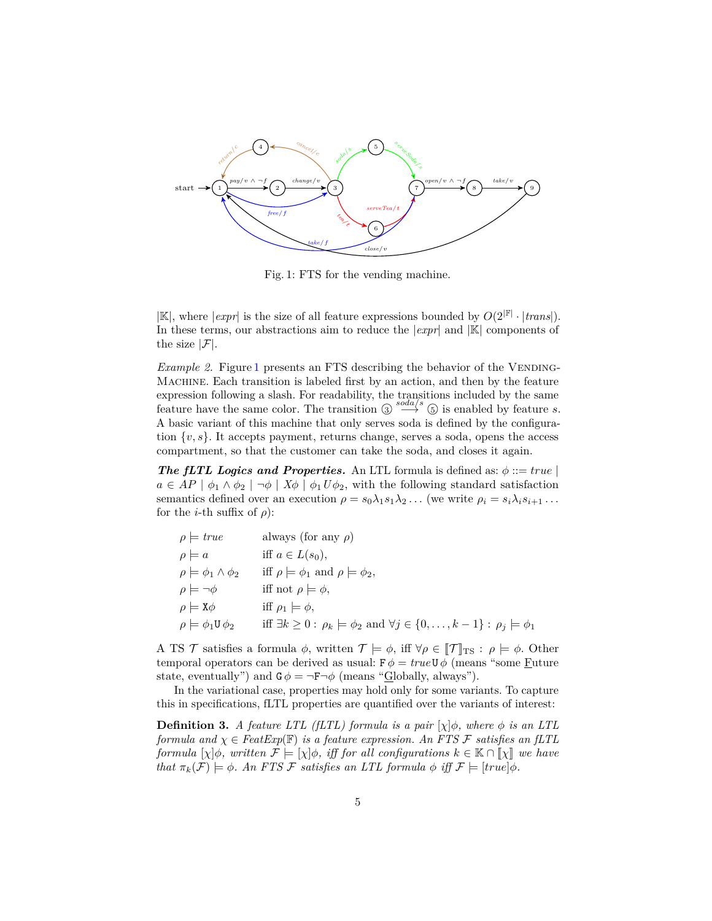Fig. 1: FTS for the vending machine.

$|\mathbb{K}|$, where $|expr|$ is the size of all feature expressions bounded by $O(2^{|\mathbb{F}|} \cdot |trans|)$. In these terms, our abstractions aim to reduce the $|expr|$ and $|\mathbb{K}|$ components of the size $|\mathcal{F}|$.

*Example 2.* Figure 1 presents an FTS describing the behavior of the VendingMachine. Each transition is labeled first by an action, and then by the feature expression following a slash. For readability, the transitions included by the same feature have the same color. The transition ③ $\xrightarrow{soda/s}$ ⑤ is enabled by feature $s$. A basic variant of this machine that only serves soda is defined by the configuration $\{v, s\}$. It accepts payment, returns change, serves a soda, opens the access compartment, so that the customer can take the soda, and closes it again.

***The fLTL Logics and Properties.*** An LTL formula is defined as: $\phi ::= true \mid a \in AP \mid \phi_1 \wedge \phi_2 \mid \neg\phi \mid X\phi \mid \phi_1 U \phi_2$, with the following standard satisfaction semantics defined over an execution $\rho = s_0\lambda_1 s_1\lambda_2 \dots$ (we write $\rho_i = s_i\lambda_i s_{i+1} \dots$ for the $i$-th suffix of $\rho$):

$$
\begin{array}{ll}
\rho \models true & \text{always (for any } \rho) \\
\rho \models a & \text{iff } a \in L(s_0), \\
\rho \models \phi_1 \wedge \phi_2 & \text{iff } \rho \models \phi_1 \text{ and } \rho \models \phi_2, \\
\rho \models \neg\phi & \text{iff not } \rho \models \phi, \\
\rho \models \mathtt{X}\phi & \text{iff } \rho_1 \models \phi, \\
\rho \models \phi_1 \mathtt{U}\, \phi_2 & \text{iff } \exists k \geq 0 : \rho_k \models \phi_2 \text{ and } \forall j \in \{0, \dots, k-1\} : \rho_j \models \phi_1
\end{array}
$$

A TS $\mathcal{T}$ satisfies a formula $\phi$, written $\mathcal{T} \models \phi$, iff $\forall \rho \in [\![\mathcal{T}]\!]_{\text{TS}} : \rho \models \phi$. Other temporal operators can be derived as usual: $\mathtt{F}\,\phi = true\,\mathtt{U}\,\phi$ (means "some Future state, eventually") and $\mathtt{G}\,\phi = \neg\mathtt{F}\neg\phi$ (means "Globally, always").

In the variational case, properties may hold only for some variants. To capture this in specifications, fLTL properties are quantified over the variants of interest:

**Definition 3.** *A feature LTL (fLTL) formula is a pair $[\chi]\phi$, where $\phi$ is an LTL formula and $\chi \in FeatExp(\mathbb{F})$ is a feature expression. An FTS $\mathcal{F}$ satisfies an fLTL formula $[\chi]\phi$, written $\mathcal{F} \models [\chi]\phi$, iff for all configurations $k \in \mathbb{K} \cap [\![\chi]\!]$ we have that $\pi_k(\mathcal{F}) \models \phi$. An FTS $\mathcal{F}$ satisfies an LTL formula $\phi$ iff $\mathcal{F} \models [true]\phi$.*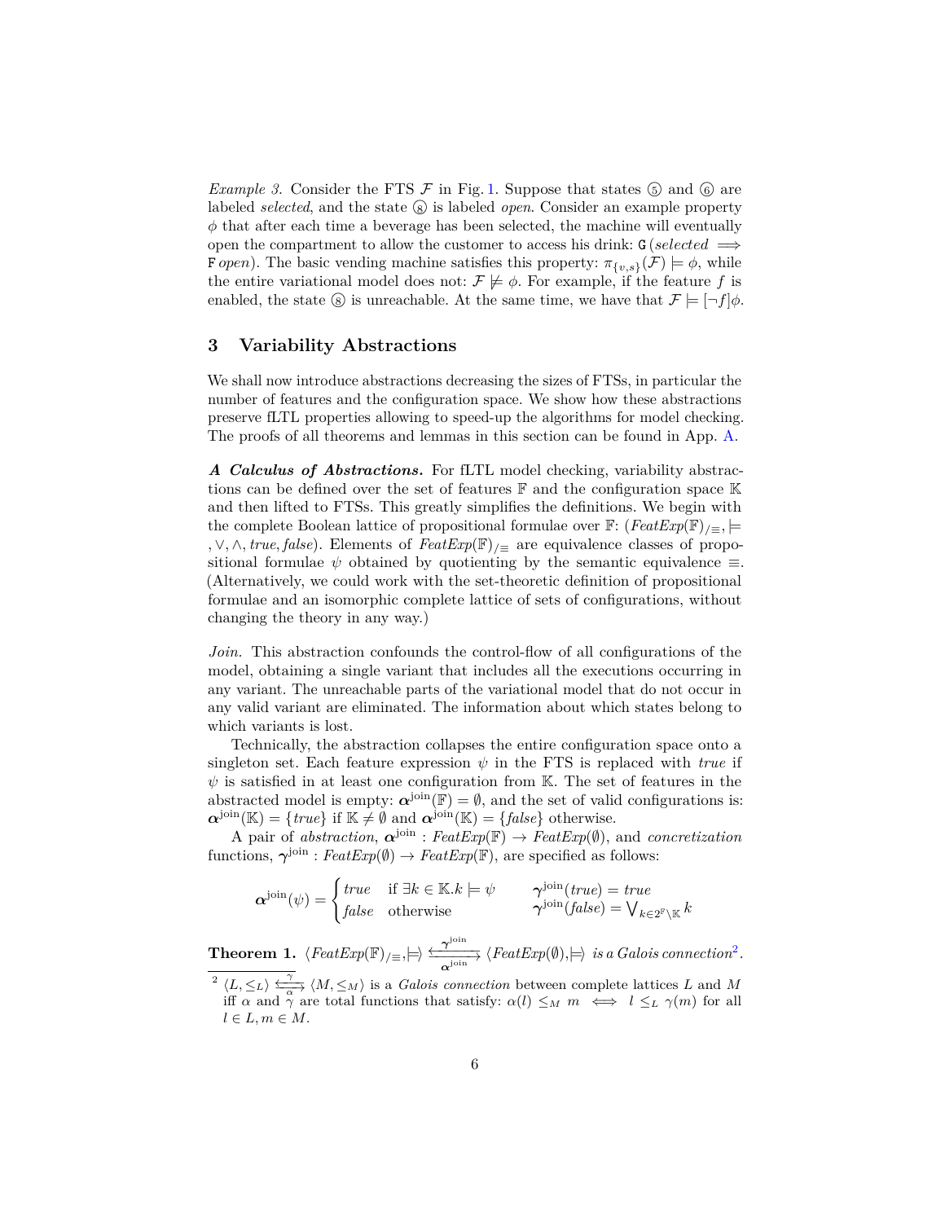*Example 3.* Consider the FTS $\mathcal{F}$ in Fig. 1. Suppose that states ⑤ and ⑥ are labeled *selected*, and the state ⑧ is labeled *open*. Consider an example property $\phi$ that after each time a beverage has been selected, the machine will eventually open the compartment to allow the customer to access his drink: $\mathtt{G}\,(\mathit{selected} \implies \mathtt{F}\,\mathit{open})$. The basic vending machine satisfies this property: $\pi_{\{v,s\}}(\mathcal{F}) \models \phi$, while the entire variational model does not: $\mathcal{F} \not\models \phi$. For example, if the feature $f$ is enabled, the state ⑧ is unreachable. At the same time, we have that $\mathcal{F} \models [\neg f]\phi$.

## 3 Variability Abstractions

We shall now introduce abstractions decreasing the sizes of FTSs, in particular the number of features and the configuration space. We show how these abstractions preserve fLTL properties allowing to speed-up the algorithms for model checking. The proofs of all theorems and lemmas in this section can be found in App. A.

***A Calculus of Abstractions.*** For fLTL model checking, variability abstractions can be defined over the set of features $\mathbb{F}$ and the configuration space $\mathbb{K}$ and then lifted to FTSs. This greatly simplifies the definitions. We begin with the complete Boolean lattice of propositional formulae over $\mathbb{F}$: $(\mathit{FeatExp}(\mathbb{F})_{/\equiv}, \models, \vee, \wedge, \mathit{true}, \mathit{false})$. Elements of $\mathit{FeatExp}(\mathbb{F})_{/\equiv}$ are equivalence classes of propositional formulae $\psi$ obtained by quotienting by the semantic equivalence $\equiv$. (Alternatively, we could work with the set-theoretic definition of propositional formulae and an isomorphic complete lattice of sets of configurations, without changing the theory in any way.)

*Join.* This abstraction confounds the control-flow of all configurations of the model, obtaining a single variant that includes all the executions occurring in any variant. The unreachable parts of the variational model that do not occur in any valid variant are eliminated. The information about which states belong to which variants is lost.

Technically, the abstraction collapses the entire configuration space onto a singleton set. Each feature expression $\psi$ in the FTS is replaced with *true* if $\psi$ is satisfied in at least one configuration from $\mathbb{K}$. The set of features in the abstracted model is empty: $\boldsymbol{\alpha}^{\text{join}}(\mathbb{F}) = \emptyset$, and the set of valid configurations is: $\boldsymbol{\alpha}^{\text{join}}(\mathbb{K}) = \{\mathit{true}\}$ if $\mathbb{K} \neq \emptyset$ and $\boldsymbol{\alpha}^{\text{join}}(\mathbb{K}) = \{\mathit{false}\}$ otherwise.

A pair of *abstraction*, $\boldsymbol{\alpha}^{\text{join}} : \mathit{FeatExp}(\mathbb{F}) \to \mathit{FeatExp}(\emptyset)$, and *concretization* functions, $\boldsymbol{\gamma}^{\text{join}} : \mathit{FeatExp}(\emptyset) \to \mathit{FeatExp}(\mathbb{F})$, are specified as follows:

$$\boldsymbol{\alpha}^{\text{join}}(\psi) = \begin{cases} \mathit{true} & \text{if } \exists k \in \mathbb{K}. k \models \psi \\ \mathit{false} & \text{otherwise} \end{cases} \qquad \begin{array}{l} \boldsymbol{\gamma}^{\text{join}}(\mathit{true}) = \mathit{true} \\ \boldsymbol{\gamma}^{\text{join}}(\mathit{false}) = \bigvee_{k \in 2^{\mathbb{F}} \setminus \mathbb{K}} k \end{array}$$

**Theorem 1.** *$\langle \mathit{FeatExp}(\mathbb{F})_{/\equiv}, \models \rangle \xleftrightarrow[\boldsymbol{\alpha}^{\text{join}}]{\boldsymbol{\gamma}^{\text{join}}} \langle \mathit{FeatExp}(\emptyset), \models \rangle$ is a Galois connection*[2]*.*

[2] $\langle L, \leq_L \rangle \xleftrightarrow[\alpha]{\gamma} \langle M, \leq_M \rangle$ is a *Galois connection* between complete lattices $L$ and $M$ iff $\alpha$ and $\gamma$ are total functions that satisfy: $\alpha(l) \leq_M m \iff l \leq_L \gamma(m)$ for all $l \in L, m \in M$.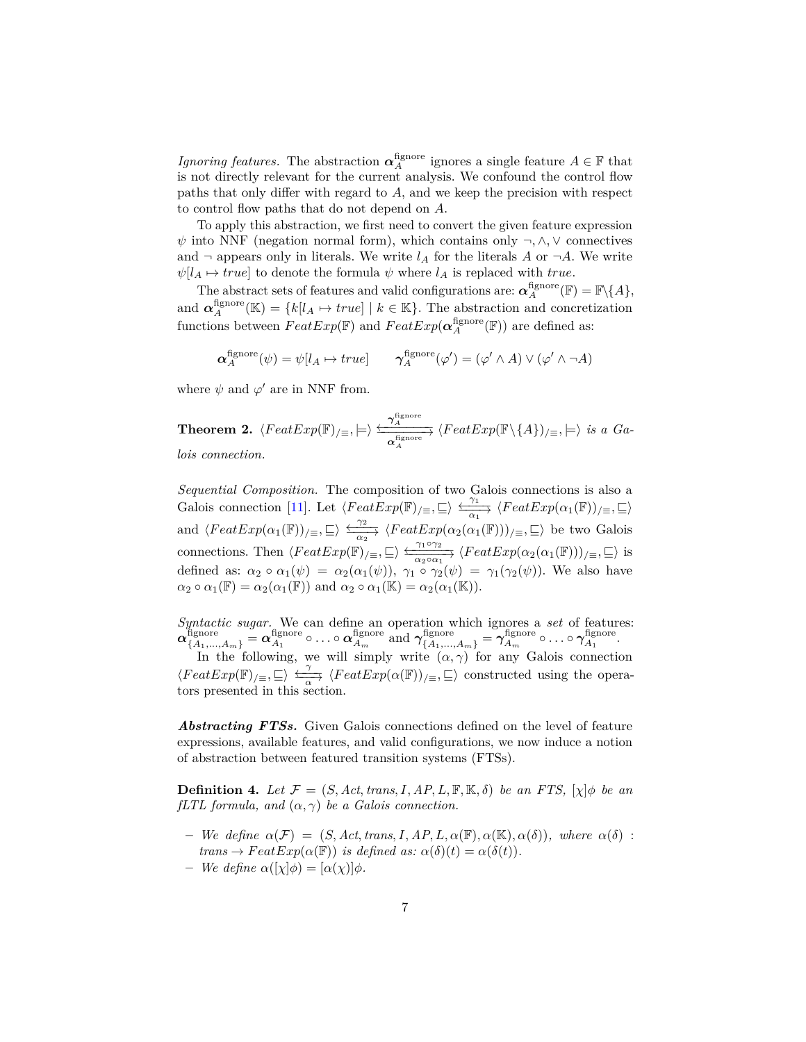*Ignoring features.* The abstraction $\boldsymbol{\alpha}_A^{\text{fignore}}$ ignores a single feature $A \in \mathbb{F}$ that is not directly relevant for the current analysis. We confound the control flow paths that only differ with regard to $A$, and we keep the precision with respect to control flow paths that do not depend on $A$.

To apply this abstraction, we first need to convert the given feature expression $\psi$ into NNF (negation normal form), which contains only $\neg, \wedge, \vee$ connectives and $\neg$ appears only in literals. We write $l_A$ for the literals $A$ or $\neg A$. We write $\psi[l_A \mapsto true]$ to denote the formula $\psi$ where $l_A$ is replaced with $true$.

The abstract sets of features and valid configurations are: $\boldsymbol{\alpha}_A^{\text{fignore}}(\mathbb{F}) = \mathbb{F}\backslash\{A\}$, and $\boldsymbol{\alpha}_A^{\text{fignore}}(\mathbb{K}) = \{k[l_A \mapsto true] \mid k \in \mathbb{K}\}$. The abstraction and concretization functions between $FeatExp(\mathbb{F})$ and $FeatExp(\boldsymbol{\alpha}_A^{\text{fignore}}(\mathbb{F}))$ are defined as:

$$\boldsymbol{\alpha}_A^{\text{fignore}}(\psi) = \psi[l_A \mapsto true] \qquad \boldsymbol{\gamma}_A^{\text{fignore}}(\varphi') = (\varphi' \wedge A) \vee (\varphi' \wedge \neg A)$$

where $\psi$ and $\varphi'$ are in NNF from.

**Theorem 2.** *$\langle FeatExp(\mathbb{F})_{/\equiv}, \models\rangle \underset{\boldsymbol{\alpha}_A^{\text{fignore}}}{\overset{\boldsymbol{\gamma}_A^{\text{fignore}}}{\leftrightarrows}} \langle FeatExp(\mathbb{F}\backslash\{A\})_{/\equiv}, \models\rangle$ is a Galois connection.*

*Sequential Composition.* The composition of two Galois connections is also a Galois connection [11]. Let $\langle FeatExp(\mathbb{F})_{/\equiv}, \sqsubseteq\rangle \underset{\alpha_1}{\overset{\gamma_1}{\leftrightarrows}} \langle FeatExp(\alpha_1(\mathbb{F}))_{/\equiv}, \sqsubseteq\rangle$ and $\langle FeatExp(\alpha_1(\mathbb{F}))_{/\equiv}, \sqsubseteq\rangle \underset{\alpha_2}{\overset{\gamma_2}{\leftrightarrows}} \langle FeatExp(\alpha_2(\alpha_1(\mathbb{F})))_{/\equiv}, \sqsubseteq\rangle$ be two Galois connections. Then $\langle FeatExp(\mathbb{F})_{/\equiv}, \sqsubseteq\rangle \underset{\alpha_2\circ\alpha_1}{\overset{\gamma_1\circ\gamma_2}{\leftrightarrows}} \langle FeatExp(\alpha_2(\alpha_1(\mathbb{F})))_{/\equiv}, \sqsubseteq\rangle$ is defined as: $\alpha_2 \circ \alpha_1(\psi) = \alpha_2(\alpha_1(\psi))$, $\gamma_1 \circ \gamma_2(\psi) = \gamma_1(\gamma_2(\psi))$. We also have $\alpha_2 \circ \alpha_1(\mathbb{F}) = \alpha_2(\alpha_1(\mathbb{F}))$ and $\alpha_2 \circ \alpha_1(\mathbb{K}) = \alpha_2(\alpha_1(\mathbb{K}))$.

*Syntactic sugar.* We can define an operation which ignores a *set* of features: $\boldsymbol{\alpha}_{\{A_1,\ldots,A_m\}}^{\text{fignore}} = \boldsymbol{\alpha}_{A_1}^{\text{fignore}} \circ \ldots \circ \boldsymbol{\alpha}_{A_m}^{\text{fignore}}$ and $\boldsymbol{\gamma}_{\{A_1,\ldots,A_m\}}^{\text{fignore}} = \boldsymbol{\gamma}_{A_m}^{\text{fignore}} \circ \ldots \circ \boldsymbol{\gamma}_{A_1}^{\text{fignore}}$.

In the following, we will simply write $(\alpha, \gamma)$ for any Galois connection $\langle FeatExp(\mathbb{F})_{/\equiv}, \sqsubseteq\rangle \underset{\alpha}{\overset{\gamma}{\leftrightarrows}} \langle FeatExp(\alpha(\mathbb{F}))_{/\equiv}, \sqsubseteq\rangle$ constructed using the operators presented in this section.

***Abstracting FTSs.*** Given Galois connections defined on the level of feature expressions, available features, and valid configurations, we now induce a notion of abstraction between featured transition systems (FTSs).

**Definition 4.** *Let $\mathcal{F} = (S, Act, trans, I, AP, L, \mathbb{F}, \mathbb{K}, \delta)$ be an FTS, $[\chi]\phi$ be an fLTL formula, and $(\alpha, \gamma)$ be a Galois connection.*

- *We define $\alpha(\mathcal{F}) = (S, Act, trans, I, AP, L, \alpha(\mathbb{F}), \alpha(\mathbb{K}), \alpha(\delta))$, where $\alpha(\delta) : trans \to FeatExp(\alpha(\mathbb{F}))$ is defined as: $\alpha(\delta)(t) = \alpha(\delta(t))$.*
- *We define $\alpha([\chi]\phi) = [\alpha(\chi)]\phi$.*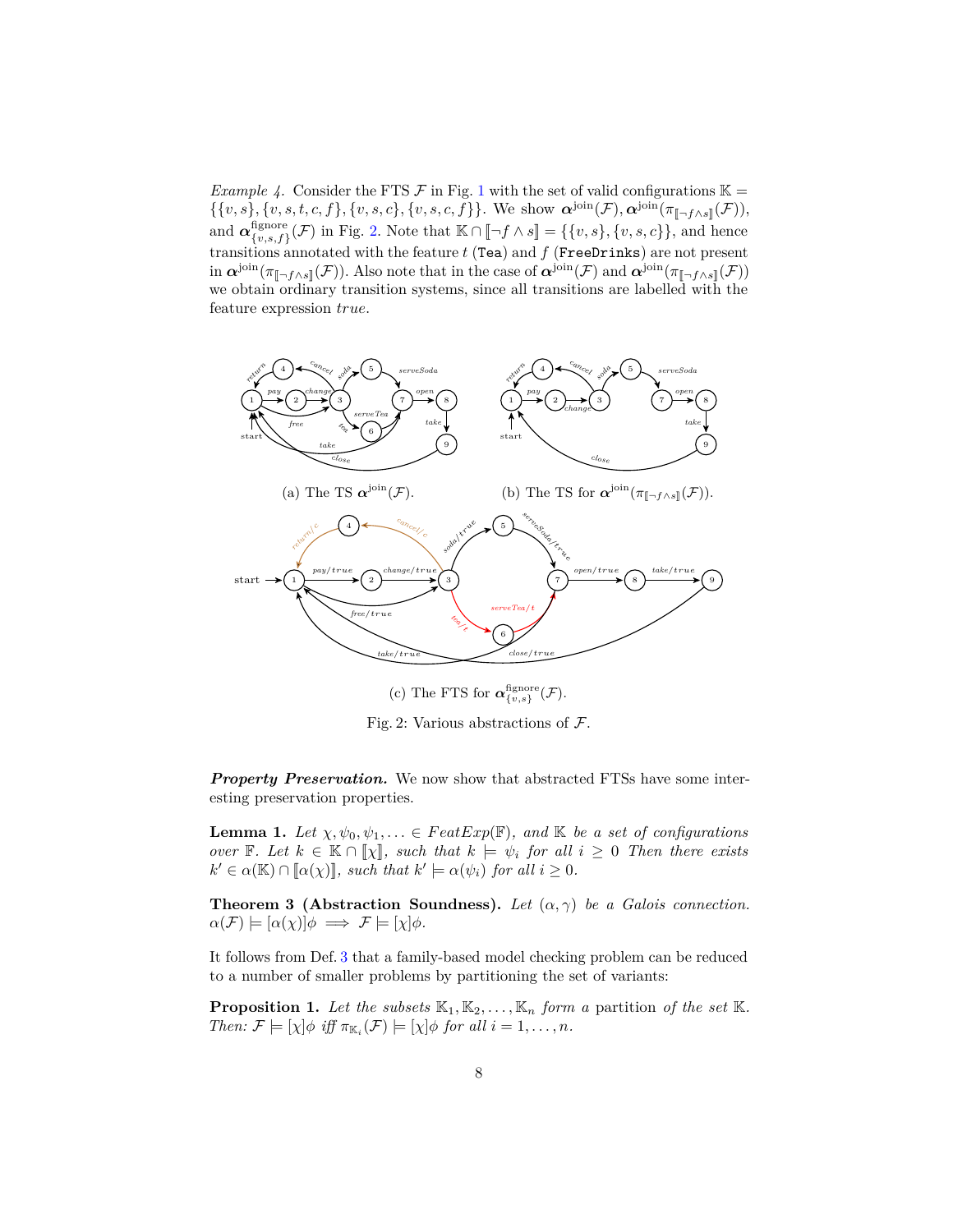*Example 4.* Consider the FTS $\mathcal{F}$ in Fig. 1 with the set of valid configurations $\mathbb{K} = \{\{v, s\}, \{v, s, t, c, f\}, \{v, s, c\}, \{v, s, c, f\}\}$. We show $\boldsymbol{\alpha}^{\text{join}}(\mathcal{F})$, $\boldsymbol{\alpha}^{\text{join}}(\pi_{[\![\neg f \wedge s]\!]}(\mathcal{F}))$, and $\boldsymbol{\alpha}^{\text{fignore}}_{\{v,s,f\}}(\mathcal{F})$ in Fig. 2. Note that $\mathbb{K} \cap [\![\neg f \wedge s]\!] = \{\{v, s\}, \{v, s, c\}\}$, and hence transitions annotated with the feature $t$ (`Tea`) and $f$ (`FreeDrinks`) are not present in $\boldsymbol{\alpha}^{\text{join}}(\pi_{[\![\neg f \wedge s]\!]}(\mathcal{F}))$. Also note that in the case of $\boldsymbol{\alpha}^{\text{join}}(\mathcal{F})$ and $\boldsymbol{\alpha}^{\text{join}}(\pi_{[\![\neg f \wedge s]\!]}(\mathcal{F}))$ we obtain ordinary transition systems, since all transitions are labelled with the feature expression *true*.

(a) The TS $\boldsymbol{\alpha}^{\text{join}}(\mathcal{F})$.

(b) The TS for $\boldsymbol{\alpha}^{\text{join}}(\pi_{[\![\neg f \wedge s]\!]}(\mathcal{F}))$.

(c) The FTS for $\boldsymbol{\alpha}^{\text{fignore}}_{\{v,s\}}(\mathcal{F})$.

Fig. 2: Various abstractions of $\mathcal{F}$.

***Property Preservation.*** We now show that abstracted FTSs have some interesting preservation properties.

**Lemma 1.** *Let $\chi, \psi_0, \psi_1, \ldots \in FeatExp(\mathbb{F})$, and $\mathbb{K}$ be a set of configurations over $\mathbb{F}$. Let $k \in \mathbb{K} \cap [\![\chi]\!]$, such that $k \models \psi_i$ for all $i \geq 0$ Then there exists $k' \in \alpha(\mathbb{K}) \cap [\![\alpha(\chi)]\!]$, such that $k' \models \alpha(\psi_i)$ for all $i \geq 0$.*

**Theorem 3 (Abstraction Soundness).** *Let $(\alpha, \gamma)$ be a Galois connection. $\alpha(\mathcal{F}) \models [\alpha(\chi)]\phi \implies \mathcal{F} \models [\chi]\phi$.*

It follows from Def. 3 that a family-based model checking problem can be reduced to a number of smaller problems by partitioning the set of variants:

**Proposition 1.** *Let the subsets $\mathbb{K}_1, \mathbb{K}_2, \ldots, \mathbb{K}_n$ form a* partition *of the set $\mathbb{K}$. Then: $\mathcal{F} \models [\chi]\phi$ iff $\pi_{\mathbb{K}_i}(\mathcal{F}) \models [\chi]\phi$ for all $i = 1, \ldots, n$.*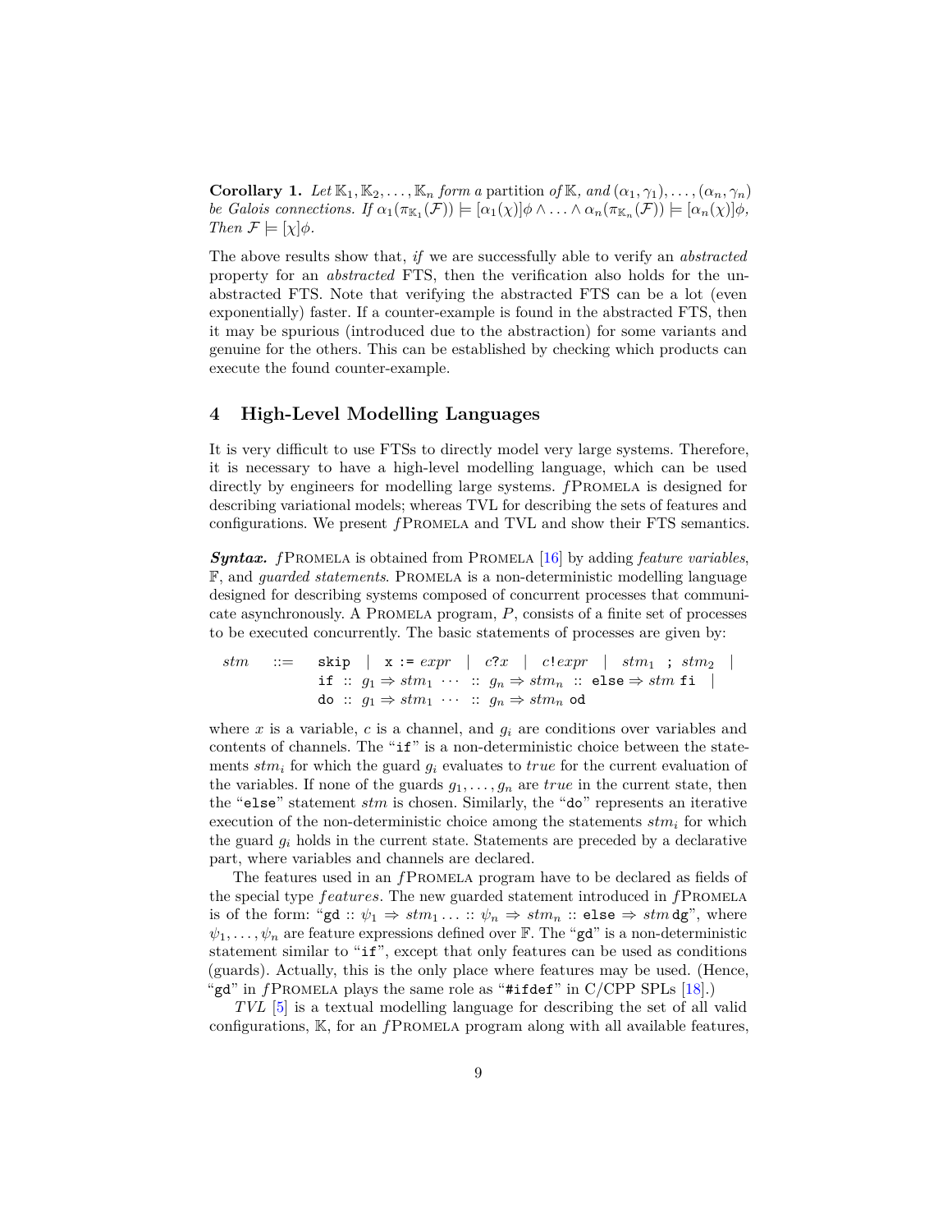**Corollary 1.** *Let* $\mathbb{K}_1, \mathbb{K}_2, \ldots, \mathbb{K}_n$ *form a* partition *of* $\mathbb{K}$*, and* $(\alpha_1, \gamma_1), \ldots, (\alpha_n, \gamma_n)$ *be Galois connections. If* $\alpha_1(\pi_{\mathbb{K}_1}(\mathcal{F})) \models [\alpha_1(\chi)]\phi \wedge \ldots \wedge \alpha_n(\pi_{\mathbb{K}_n}(\mathcal{F})) \models [\alpha_n(\chi)]\phi$*, Then* $\mathcal{F} \models [\chi]\phi$.

The above results show that, *if* we are successfully able to verify an *abstracted* property for an *abstracted* FTS, then the verification also holds for the unabstracted FTS. Note that verifying the abstracted FTS can be a lot (even exponentially) faster. If a counter-example is found in the abstracted FTS, then it may be spurious (introduced due to the abstraction) for some variants and genuine for the others. This can be established by checking which products can execute the found counter-example.

## 4 High-Level Modelling Languages

It is very difficult to use FTSs to directly model very large systems. Therefore, it is necessary to have a high-level modelling language, which can be used directly by engineers for modelling large systems. *f*Promela is designed for describing variational models; whereas TVL for describing the sets of features and configurations. We present *f*Promela and TVL and show their FTS semantics.

***Syntax.*** *f*Promela is obtained from Promela [16] by adding *feature variables*, $\mathbb{F}$, and *guarded statements*. Promela is a non-deterministic modelling language designed for describing systems composed of concurrent processes that communicate asynchronously. A Promela program, $P$, consists of a finite set of processes to be executed concurrently. The basic statements of processes are given by:

$$
\begin{array}{rcl}
stm & ::= & \texttt{skip} \mid \texttt{x := } expr \mid c?x \mid c!expr \mid stm_1 \texttt{ ; } stm_2 \mid \\
 & & \texttt{if} :: g_1 \Rightarrow stm_1 \cdots :: g_n \Rightarrow stm_n :: \texttt{else} \Rightarrow stm \texttt{ fi} \mid \\
 & & \texttt{do} :: g_1 \Rightarrow stm_1 \cdots :: g_n \Rightarrow stm_n \texttt{ od}
\end{array}
$$

where $x$ is a variable, $c$ is a channel, and $g_i$ are conditions over variables and contents of channels. The "`if`" is a non-deterministic choice between the statements $stm_i$ for which the guard $g_i$ evaluates to *true* for the current evaluation of the variables. If none of the guards $g_1, \ldots, g_n$ are *true* in the current state, then the "`else`" statement $stm$ is chosen. Similarly, the "`do`" represents an iterative execution of the non-deterministic choice among the statements $stm_i$ for which the guard $g_i$ holds in the current state. Statements are preceded by a declarative part, where variables and channels are declared.

The features used in an *f*Promela program have to be declared as fields of the special type *features*. The new guarded statement introduced in *f*Promela is of the form: "`gd` :: $\psi_1 \Rightarrow stm_1 \ldots :: \psi_n \Rightarrow stm_n ::$ `else` $\Rightarrow stm$ `dg`", where $\psi_1, \ldots, \psi_n$ are feature expressions defined over $\mathbb{F}$. The "`gd`" is a non-deterministic statement similar to "`if`", except that only features can be used as conditions (guards). Actually, this is the only place where features may be used. (Hence, "`gd`" in *f*Promela plays the same role as "`#ifdef`" in C/CPP SPLs [18].)

*TVL* [5] is a textual modelling language for describing the set of all valid configurations, $\mathbb{K}$, for an *f*Promela program along with all available features,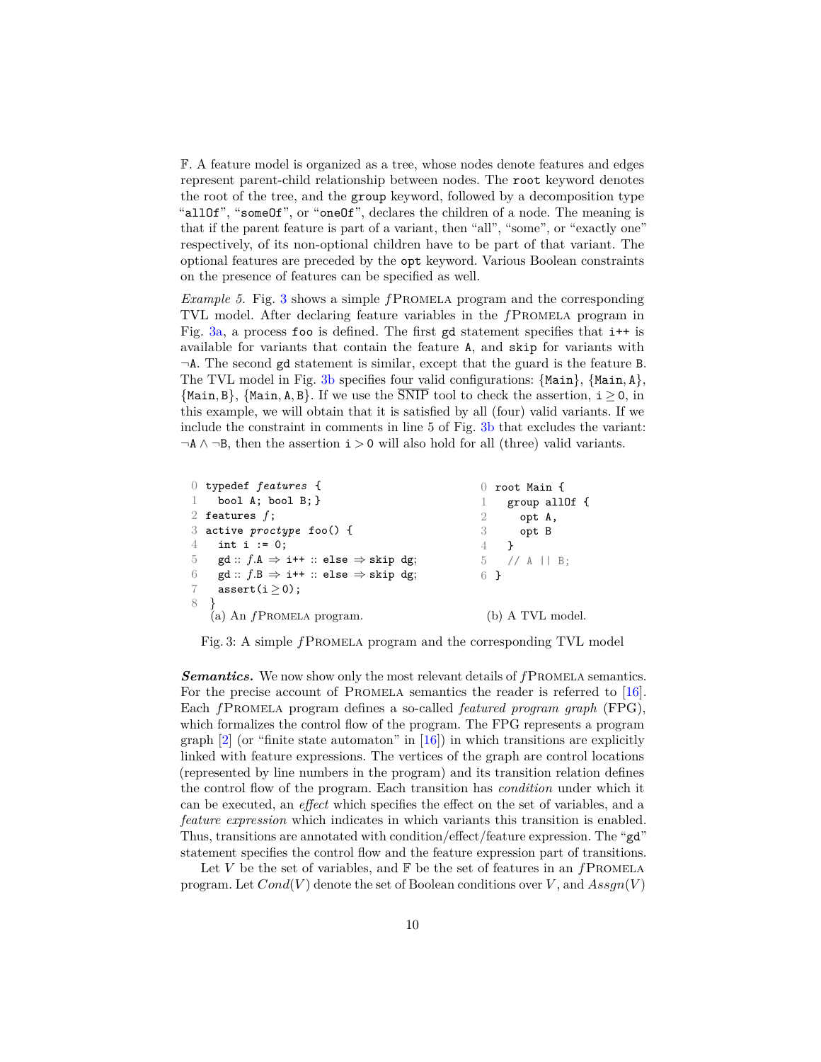$\mathbb{F}$. A feature model is organized as a tree, whose nodes denote features and edges represent parent-child relationship between nodes. The `root` keyword denotes the root of the tree, and the `group` keyword, followed by a decomposition type "`allOf`", "`someOf`", or "`oneOf`", declares the children of a node. The meaning is that if the parent feature is part of a variant, then "all", "some", or "exactly one" respectively, of its non-optional children have to be part of that variant. The optional features are preceded by the `opt` keyword. Various Boolean constraints on the presence of features can be specified as well.

*Example 5.* Fig. 3 shows a simple *f*PROMELA program and the corresponding TVL model. After declaring feature variables in the *f*PROMELA program in Fig. 3a, a process `foo` is defined. The first `gd` statement specifies that `i++` is available for variants that contain the feature `A`, and `skip` for variants with $\neg$`A`. The second `gd` statement is similar, except that the guard is the feature `B`. The TVL model in Fig. 3b specifies four valid configurations: {`Main`}, {`Main`, `A`}, {`Main`, `B`}, {`Main`, `A`, `B`}. If we use the $\overline{\text{SNIP}}$ tool to check the assertion, $\texttt{i} \geq 0$, in this example, we will obtain that it is satisfied by all (four) valid variants. If we include the constraint in comments in line 5 of Fig. 3b that excludes the variant: $\neg\texttt{A} \wedge \neg\texttt{B}$, then the assertion $\texttt{i} > 0$ will also hold for all (three) valid variants.

```
0 typedef features {
1   bool A; bool B; }
2 features f;
3 active proctype foo() {
4   int i := 0;
5   gd :: f.A ⇒ i++ :: else ⇒ skip dg;
6   gd :: f.B ⇒ i++ :: else ⇒ skip dg;
7   assert(i ≥ 0);
8 }
```
(a) An *f*PROMELA program.

```
0 root Main {
1   group allOf {
2     opt A,
3     opt B
4   }
5   // A || B;
6 }
```
(b) A TVL model.

Fig. 3: A simple *f*PROMELA program and the corresponding TVL model

***Semantics.*** We now show only the most relevant details of *f*PROMELA semantics. For the precise account of PROMELA semantics the reader is referred to [16]. Each *f*PROMELA program defines a so-called *featured program graph* (FPG), which formalizes the control flow of the program. The FPG represents a program graph [2] (or "finite state automaton" in [16]) in which transitions are explicitly linked with feature expressions. The vertices of the graph are control locations (represented by line numbers in the program) and its transition relation defines the control flow of the program. Each transition has *condition* under which it can be executed, an *effect* which specifies the effect on the set of variables, and a *feature expression* which indicates in which variants this transition is enabled. Thus, transitions are annotated with condition/effect/feature expression. The "`gd`" statement specifies the control flow and the feature expression part of transitions.

Let $V$ be the set of variables, and $\mathbb{F}$ be the set of features in an *f*PROMELA program. Let $Cond(V)$ denote the set of Boolean conditions over $V$, and $Assgn(V)$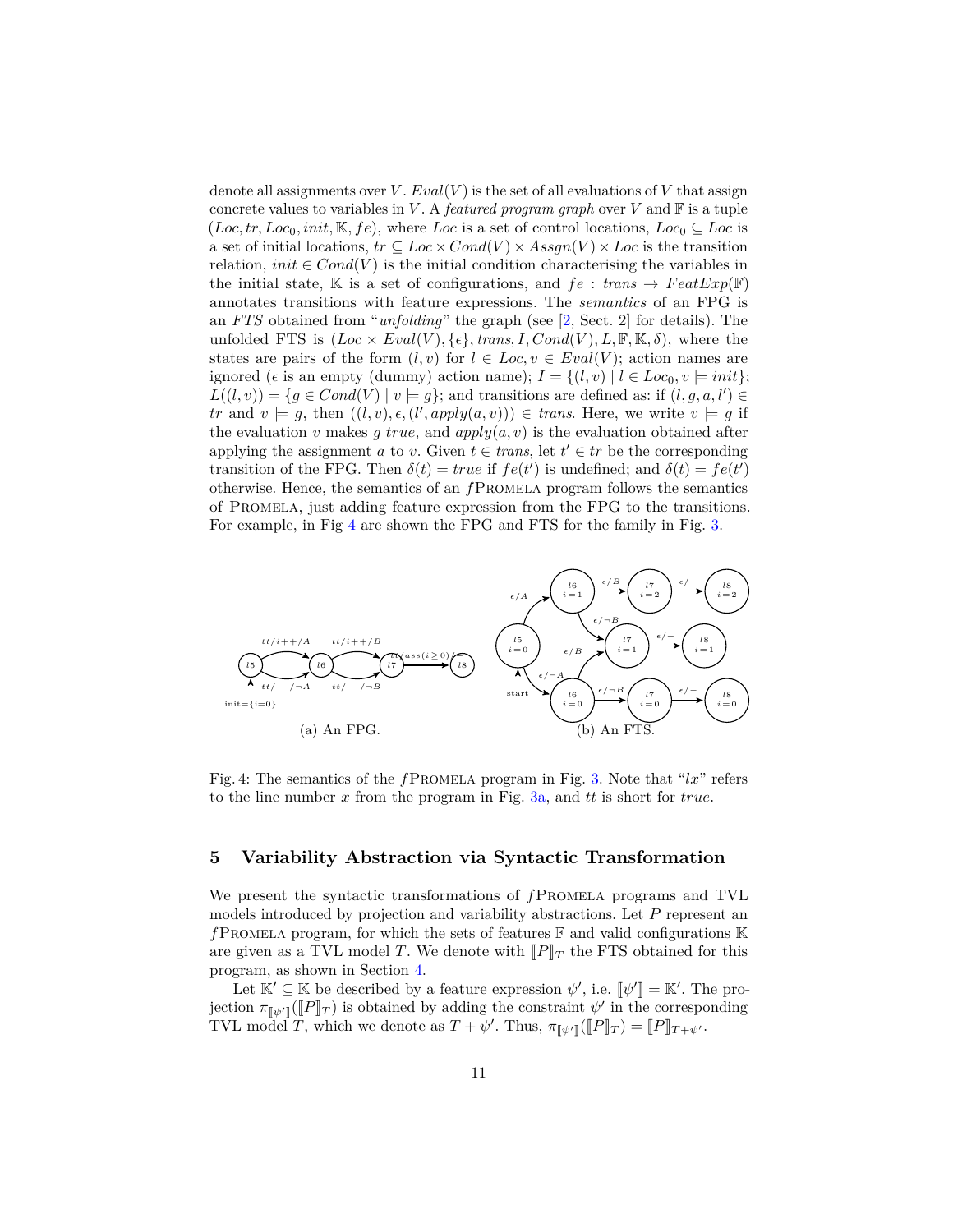denote all assignments over $V$. $Eval(V)$ is the set of all evaluations of $V$ that assign concrete values to variables in $V$. A *featured program graph* over $V$ and $\mathbb{F}$ is a tuple $(Loc, tr, Loc_0, init, \mathbb{K}, fe)$, where $Loc$ is a set of control locations, $Loc_0 \subseteq Loc$ is a set of initial locations, $tr \subseteq Loc \times Cond(V) \times Assgn(V) \times Loc$ is the transition relation, $init \in Cond(V)$ is the initial condition characterising the variables in the initial state, $\mathbb{K}$ is a set of configurations, and $fe : trans \to FeatExp(\mathbb{F})$ annotates transitions with feature expressions. The *semantics* of an FPG is an *FTS* obtained from "*unfolding*" the graph (see [2, Sect. 2] for details). The unfolded FTS is $(Loc \times Eval(V), \{\epsilon\}, trans, I, Cond(V), L, \mathbb{F}, \mathbb{K}, \delta)$, where the states are pairs of the form $(l, v)$ for $l \in Loc, v \in Eval(V)$; action names are ignored ($\epsilon$ is an empty (dummy) action name); $I = \{(l, v) \mid l \in Loc_0, v \models init\}$; $L((l, v)) = \{g \in Cond(V) \mid v \models g\}$; and transitions are defined as: if $(l, g, a, l') \in tr$ and $v \models g$, then $((l, v), \epsilon, (l', apply(a, v))) \in trans$. Here, we write $v \models g$ if the evaluation $v$ makes $g$ *true*, and $apply(a, v)$ is the evaluation obtained after applying the assignment $a$ to $v$. Given $t \in trans$, let $t' \in tr$ be the corresponding transition of the FPG. Then $\delta(t) = true$ if $fe(t')$ is undefined; and $\delta(t) = fe(t')$ otherwise. Hence, the semantics of an *f*PROMELA program follows the semantics of PROMELA, just adding feature expression from the FPG to the transitions. For example, in Fig 4 are shown the FPG and FTS for the family in Fig. 3.

(a) An FPG. (b) An FTS.

Fig. 4: The semantics of the *f*PROMELA program in Fig. 3. Note that "$lx$" refers to the line number $x$ from the program in Fig. 3a, and $tt$ is short for *true*.

## 5 Variability Abstraction via Syntactic Transformation

We present the syntactic transformations of *f*PROMELA programs and TVL models introduced by projection and variability abstractions. Let $P$ represent an *f*PROMELA program, for which the sets of features $\mathbb{F}$ and valid configurations $\mathbb{K}$ are given as a TVL model $T$. We denote with $[\![P]\!]_T$ the FTS obtained for this program, as shown in Section 4.

Let $\mathbb{K}' \subseteq \mathbb{K}$ be described by a feature expression $\psi'$, i.e. $[\![\psi']\!] = \mathbb{K}'$. The projection $\pi_{[\![\psi']\!]}([\![P]\!]_T)$ is obtained by adding the constraint $\psi'$ in the corresponding TVL model $T$, which we denote as $T + \psi'$. Thus, $\pi_{[\![\psi']\!]}([\![P]\!]_T) = [\![P]\!]_{T+\psi'}$.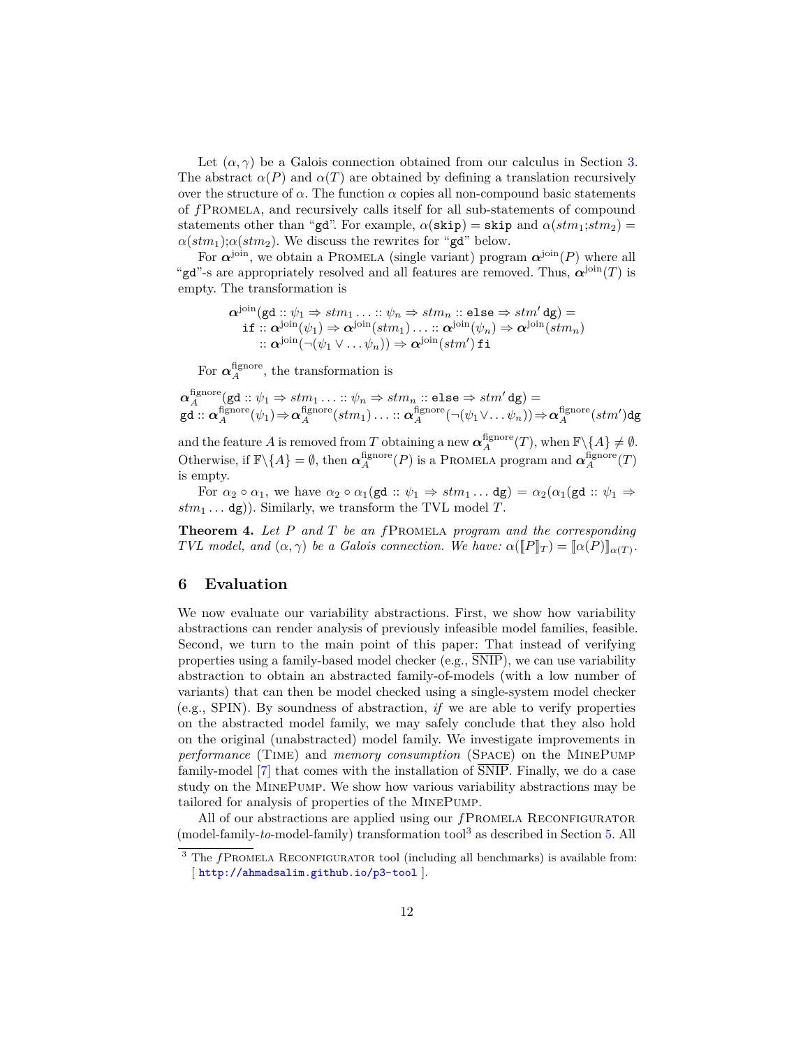Let $(\alpha, \gamma)$ be a Galois connection obtained from our calculus in Section 3. The abstract $\alpha(P)$ and $\alpha(T)$ are obtained by defining a translation recursively over the structure of $\alpha$. The function $\alpha$ copies all non-compound basic statements of *f*Promela, and recursively calls itself for all sub-statements of compound statements other than "`gd`". For example, $\alpha(\texttt{skip}) = \texttt{skip}$ and $\alpha(stm_1;stm_2) = \alpha(stm_1);\alpha(stm_2)$. We discuss the rewrites for "`gd`" below.

For $\boldsymbol{\alpha}^{\text{join}}$, we obtain a Promela (single variant) program $\boldsymbol{\alpha}^{\text{join}}(P)$ where all "`gd`"-s are appropriately resolved and all features are removed. Thus, $\boldsymbol{\alpha}^{\text{join}}(T)$ is empty. The transformation is

$$\begin{aligned}
&\boldsymbol{\alpha}^{\text{join}}(\texttt{gd} :: \psi_1 \Rightarrow stm_1 \ldots :: \psi_n \Rightarrow stm_n :: \texttt{else} \Rightarrow stm' \, \texttt{dg}) = \\
&\quad \texttt{if} :: \boldsymbol{\alpha}^{\text{join}}(\psi_1) \Rightarrow \boldsymbol{\alpha}^{\text{join}}(stm_1) \ldots :: \boldsymbol{\alpha}^{\text{join}}(\psi_n) \Rightarrow \boldsymbol{\alpha}^{\text{join}}(stm_n) \\
&\quad\quad :: \boldsymbol{\alpha}^{\text{join}}(\neg(\psi_1 \vee \ldots \psi_n)) \Rightarrow \boldsymbol{\alpha}^{\text{join}}(stm') \, \texttt{fi}
\end{aligned}$$

For $\boldsymbol{\alpha}_A^{\text{fignore}}$, the transformation is

$$\begin{aligned}
&\boldsymbol{\alpha}_A^{\text{fignore}}(\texttt{gd} :: \psi_1 \Rightarrow stm_1 \ldots :: \psi_n \Rightarrow stm_n :: \texttt{else} \Rightarrow stm' \, \texttt{dg}) = \\
&\texttt{gd} :: \boldsymbol{\alpha}_A^{\text{fignore}}(\psi_1) \Rightarrow \boldsymbol{\alpha}_A^{\text{fignore}}(stm_1) \ldots :: \boldsymbol{\alpha}_A^{\text{fignore}}(\neg(\psi_1 \vee \ldots \psi_n)) \Rightarrow \boldsymbol{\alpha}_A^{\text{fignore}}(stm') \texttt{dg}
\end{aligned}$$

and the feature $A$ is removed from $T$ obtaining a new $\boldsymbol{\alpha}_A^{\text{fignore}}(T)$, when $\mathbb{F} \backslash \{A\} \neq \emptyset$. Otherwise, if $\mathbb{F} \backslash \{A\} = \emptyset$, then $\boldsymbol{\alpha}_A^{\text{fignore}}(P)$ is a Promela program and $\boldsymbol{\alpha}_A^{\text{fignore}}(T)$ is empty.

For $\alpha_2 \circ \alpha_1$, we have $\alpha_2 \circ \alpha_1(\texttt{gd} :: \psi_1 \Rightarrow stm_1 \ldots \texttt{dg}) = \alpha_2(\alpha_1(\texttt{gd} :: \psi_1 \Rightarrow stm_1 \ldots \texttt{dg}))$. Similarly, we transform the TVL model $T$.

**Theorem 4.** *Let $P$ and $T$ be an f*Promela *program and the corresponding TVL model, and $(\alpha, \gamma)$ be a Galois connection. We have: $\alpha([\![P]\!]_T) = [\![\alpha(P)]\!]_{\alpha(T)}$.*

## 6 Evaluation

We now evaluate our variability abstractions. First, we show how variability abstractions can render analysis of previously infeasible model families, feasible. Second, we turn to the main point of this paper: That instead of verifying properties using a family-based model checker (e.g., $\overline{\text{SNIP}}$), we can use variability abstraction to obtain an abstracted family-of-models (with a low number of variants) that can then be model checked using a single-system model checker (e.g., SPIN). By soundness of abstraction, *if* we are able to verify properties on the abstracted model family, we may safely conclude that they also hold on the original (unabstracted) model family. We investigate improvements in *performance* (Time) and *memory consumption* (Space) on the MinePump family-model [7] that comes with the installation of $\overline{\text{SNIP}}$. Finally, we do a case study on the MinePump. We show how various variability abstractions may be tailored for analysis of properties of the MinePump.

All of our abstractions are applied using our *f*Promela Reconfigurator (model-family-*to*-model-family) transformation tool[3] as described in Section 5. All

[3] The *f*Promela Reconfigurator tool (including all benchmarks) is available from: [ http://ahmadsalim.github.io/p3-tool ].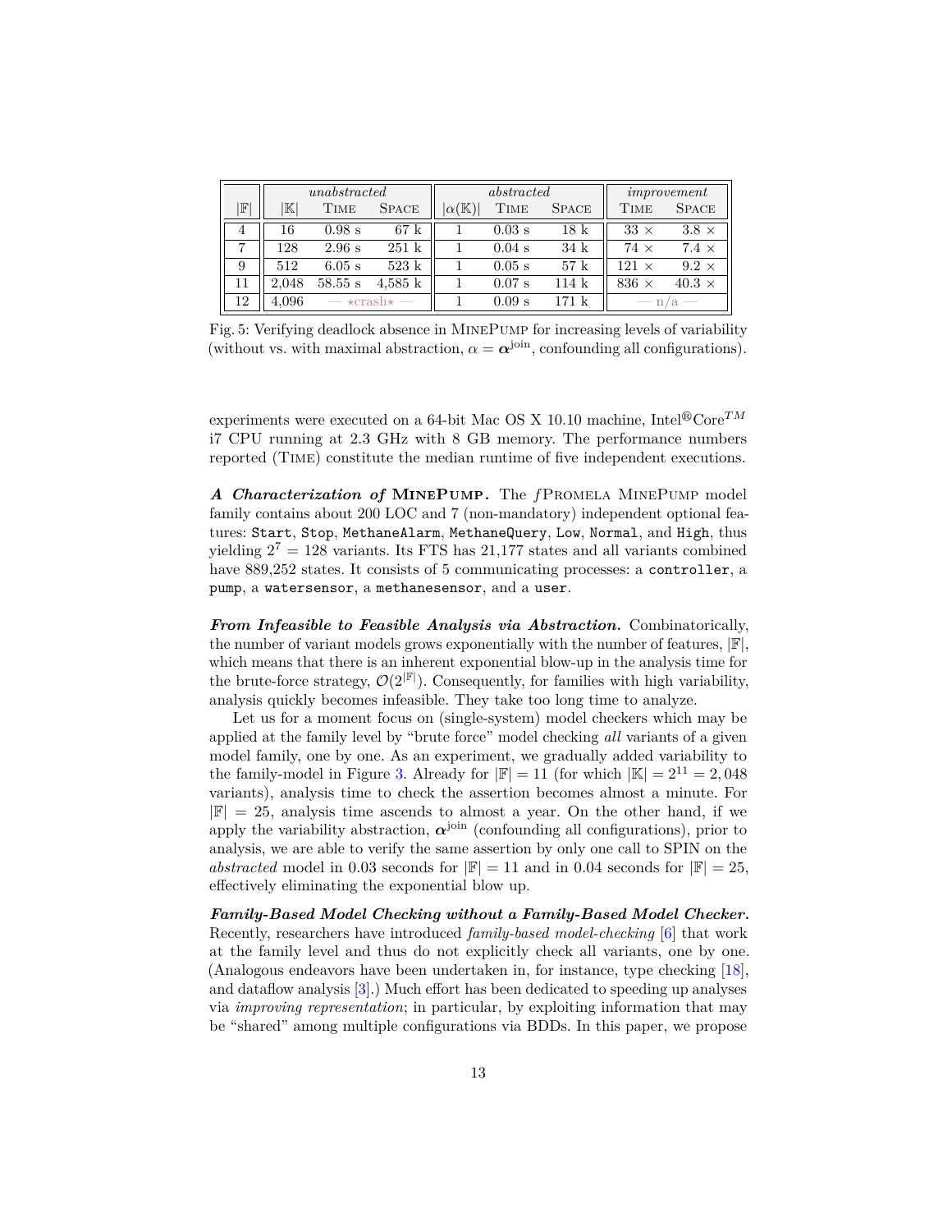| $\|\mathbb{F}\|$ | *unabstracted* | | | *abstracted* | | | *improvement* | |
|---|---|---|---|---|---|---|---|---|
| | $\|\mathbb{K}\|$ | TIME | SPACE | $\|\alpha(\mathbb{K})\|$ | TIME | SPACE | TIME | SPACE |
| 4 | 16 | 0.98 s | 67 k | 1 | 0.03 s | 18 k | 33 × | 3.8 × |
| 7 | 128 | 2.96 s | 251 k | 1 | 0.04 s | 34 k | 74 × | 7.4 × |
| 9 | 512 | 6.05 s | 523 k | 1 | 0.05 s | 57 k | 121 × | 9.2 × |
| 11 | 2,048 | 58.55 s | 4,585 k | 1 | 0.07 s | 114 k | 836 × | 40.3 × |
| 12 | 4,096 | — ⋆crash⋆ — | | 1 | 0.09 s | 171 k | — n/a — | |

Fig. 5: Verifying deadlock absence in MINEPUMP for increasing levels of variability (without vs. with maximal abstraction, $\alpha = \boldsymbol{\alpha}^{\text{join}}$, confounding all configurations).

experiments were executed on a 64-bit Mac OS X 10.10 machine, Intel®Core$^{TM}$ i7 CPU running at 2.3 GHz with 8 GB memory. The performance numbers reported (TIME) constitute the median runtime of five independent executions.

***A Characterization of* MINEPUMP.** The *f*PROMELA MINEPUMP model family contains about 200 LOC and 7 (non-mandatory) independent optional features: `Start`, `Stop`, `MethaneAlarm`, `MethaneQuery`, `Low`, `Normal`, and `High`, thus yielding $2^7 = 128$ variants. Its FTS has 21,177 states and all variants combined have 889,252 states. It consists of 5 communicating processes: a `controller`, a `pump`, a `watersensor`, a `methanesensor`, and a `user`.

***From Infeasible to Feasible Analysis via Abstraction.*** Combinatorically, the number of variant models grows exponentially with the number of features, $|\mathbb{F}|$, which means that there is an inherent exponential blow-up in the analysis time for the brute-force strategy, $\mathcal{O}(2^{|\mathbb{F}|})$. Consequently, for families with high variability, analysis quickly becomes infeasible. They take too long time to analyze.

Let us for a moment focus on (single-system) model checkers which may be applied at the family level by "brute force" model checking *all* variants of a given model family, one by one. As an experiment, we gradually added variability to the family-model in Figure 3. Already for $|\mathbb{F}| = 11$ (for which $|\mathbb{K}| = 2^{11} = 2,048$ variants), analysis time to check the assertion becomes almost a minute. For $|\mathbb{F}| = 25$, analysis time ascends to almost a year. On the other hand, if we apply the variability abstraction, $\boldsymbol{\alpha}^{\text{join}}$ (confounding all configurations), prior to analysis, we are able to verify the same assertion by only one call to SPIN on the *abstracted* model in 0.03 seconds for $|\mathbb{F}| = 11$ and in 0.04 seconds for $|\mathbb{F}| = 25$, effectively eliminating the exponential blow up.

***Family-Based Model Checking without a Family-Based Model Checker.*** Recently, researchers have introduced *family-based model-checking* [6] that work at the family level and thus do not explicitly check all variants, one by one. (Analogous endeavors have been undertaken in, for instance, type checking [18], and dataflow analysis [3].) Much effort has been dedicated to speeding up analyses via *improving representation*; in particular, by exploiting information that may be "shared" among multiple configurations via BDDs. In this paper, we propose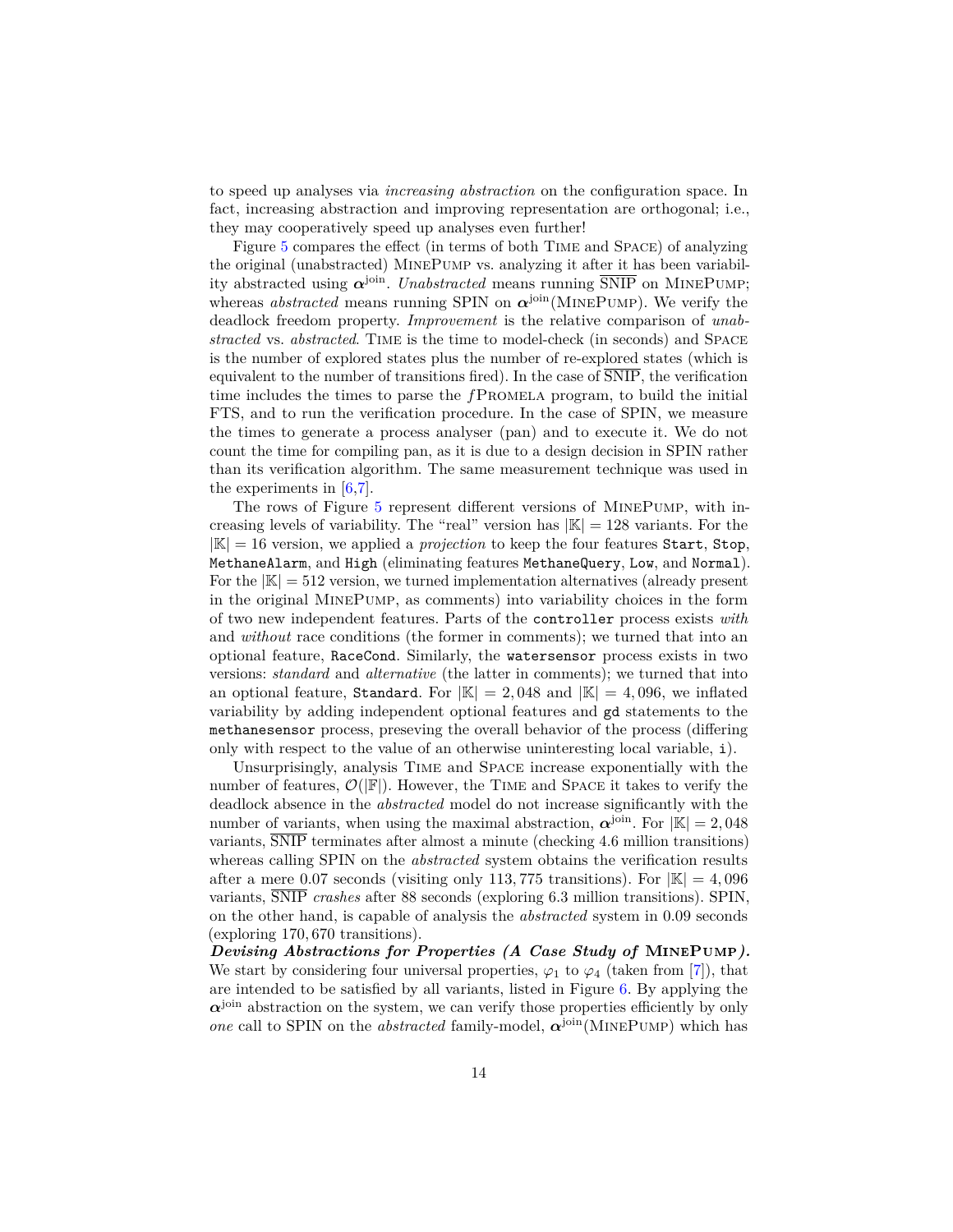to speed up analyses via *increasing abstraction* on the configuration space. In fact, increasing abstraction and improving representation are orthogonal; i.e., they may cooperatively speed up analyses even further!

Figure 5 compares the effect (in terms of both TIME and SPACE) of analyzing the original (unabstracted) MINEPUMP vs. analyzing it after it has been variability abstracted using $\boldsymbol{\alpha}^{\text{join}}$. *Unabstracted* means running $\overline{\text{SNIP}}$ on MINEPUMP; whereas *abstracted* means running SPIN on $\boldsymbol{\alpha}^{\text{join}}(\text{MINEPUMP})$. We verify the deadlock freedom property. *Improvement* is the relative comparison of *unabstracted* vs. *abstracted*. TIME is the time to model-check (in seconds) and SPACE is the number of explored states plus the number of re-explored states (which is equivalent to the number of transitions fired). In the case of $\overline{\text{SNIP}}$, the verification time includes the times to parse the *f*PROMELA program, to build the initial FTS, and to run the verification procedure. In the case of SPIN, we measure the times to generate a process analyser (pan) and to execute it. We do not count the time for compiling pan, as it is due to a design decision in SPIN rather than its verification algorithm. The same measurement technique was used in the experiments in [6,7].

The rows of Figure 5 represent different versions of MINEPUMP, with increasing levels of variability. The "real" version has $|\mathbb{K}| = 128$ variants. For the $|\mathbb{K}| = 16$ version, we applied a *projection* to keep the four features `Start`, `Stop`, `MethaneAlarm`, and `High` (eliminating features `MethaneQuery`, `Low`, and `Normal`). For the $|\mathbb{K}| = 512$ version, we turned implementation alternatives (already present in the original MINEPUMP, as comments) into variability choices in the form of two new independent features. Parts of the `controller` process exists *with* and *without* race conditions (the former in comments); we turned that into an optional feature, `RaceCond`. Similarly, the `watersensor` process exists in two versions: *standard* and *alternative* (the latter in comments); we turned that into an optional feature, `Standard`. For $|\mathbb{K}| = 2,048$ and $|\mathbb{K}| = 4,096$, we inflated variability by adding independent optional features and `gd` statements to the `methanesensor` process, preseving the overall behavior of the process (differing only with respect to the value of an otherwise uninteresting local variable, `i`).

Unsurprisingly, analysis TIME and SPACE increase exponentially with the number of features, $\mathcal{O}(|\mathbb{F}|)$. However, the TIME and SPACE it takes to verify the deadlock absence in the *abstracted* model do not increase significantly with the number of variants, when using the maximal abstraction, $\boldsymbol{\alpha}^{\text{join}}$. For $|\mathbb{K}| = 2,048$ variants, $\overline{\text{SNIP}}$ terminates after almost a minute (checking 4.6 million transitions) whereas calling SPIN on the *abstracted* system obtains the verification results after a mere 0.07 seconds (visiting only 113,775 transitions). For $|\mathbb{K}| = 4,096$ variants, $\overline{\text{SNIP}}$ *crashes* after 88 seconds (exploring 6.3 million transitions). SPIN, on the other hand, is capable of analysis the *abstracted* system in 0.09 seconds (exploring 170,670 transitions).

***Devising Abstractions for Properties (A Case Study of* MINEPUMP*).*** We start by considering four universal properties, $\varphi_1$ to $\varphi_4$ (taken from [7]), that are intended to be satisfied by all variants, listed in Figure 6. By applying the $\boldsymbol{\alpha}^{\text{join}}$ abstraction on the system, we can verify those properties efficiently by only *one* call to SPIN on the *abstracted* family-model, $\boldsymbol{\alpha}^{\text{join}}(\text{MINEPUMP})$ which has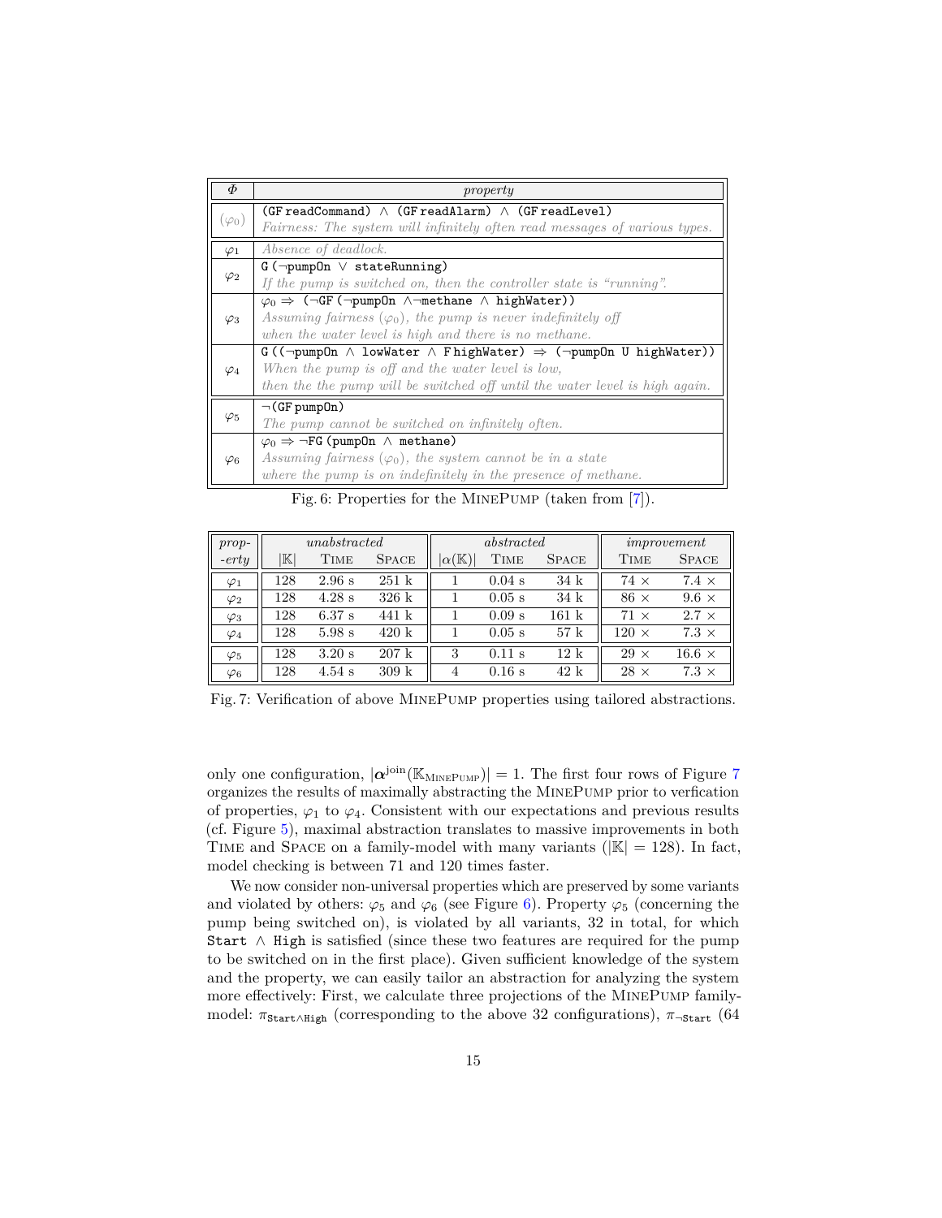| $\Phi$ | *property* |
|---|---|
| $(\varphi_0)$ | `(GF readCommand) ∧ (GF readAlarm) ∧ (GF readLevel)` <br> *Fairness: The system will infinitely often read messages of various types.* |
| $\varphi_1$ | *Absence of deadlock.* |
| $\varphi_2$ | `G (¬pumpOn ∨ stateRunning)` <br> *If the pump is switched on, then the controller state is "running".* |
| $\varphi_3$ | `φ0 ⇒ (¬GF (¬pumpOn ∧¬methane ∧ highWater))` <br> *Assuming fairness ($\varphi_0$), the pump is never indefinitely off when the water level is high and there is no methane.* |
| $\varphi_4$ | `G ((¬pumpOn ∧ lowWater ∧ F highWater) ⇒ (¬pumpOn U highWater))` <br> *When the pump is off and the water level is low, then the the pump will be switched off until the water level is high again.* |
| $\varphi_5$ | `¬(GF pumpOn)` <br> *The pump cannot be switched on infinitely often.* |
| $\varphi_6$ | `φ0 ⇒ ¬FG (pumpOn ∧ methane)` <br> *Assuming fairness ($\varphi_0$), the system cannot be in a state where the pump is on indefinitely in the presence of methane.* |

Fig. 6: Properties for the MinePump (taken from [7]).

| *prop-* | *unabstracted* | | | *abstracted* | | | *improvement* | |
|---|---|---|---|---|---|---|---|---|
| *-erty* | $\lvert\mathbb{K}\rvert$ | Time | Space | $\lvert\alpha(\mathbb{K})\rvert$ | Time | Space | Time | Space |
| $\varphi_1$ | 128 | 2.96 s | 251 k | 1 | 0.04 s | 34 k | 74 × | 7.4 × |
| $\varphi_2$ | 128 | 4.28 s | 326 k | 1 | 0.05 s | 34 k | 86 × | 9.6 × |
| $\varphi_3$ | 128 | 6.37 s | 441 k | 1 | 0.09 s | 161 k | 71 × | 2.7 × |
| $\varphi_4$ | 128 | 5.98 s | 420 k | 1 | 0.05 s | 57 k | 120 × | 7.3 × |
| $\varphi_5$ | 128 | 3.20 s | 207 k | 3 | 0.11 s | 12 k | 29 × | 16.6 × |
| $\varphi_6$ | 128 | 4.54 s | 309 k | 4 | 0.16 s | 42 k | 28 × | 7.3 × |

Fig. 7: Verification of above MinePump properties using tailored abstractions.

only one configuration, $|\boldsymbol{\alpha}^{\text{join}}(\mathbb{K}_{\text{MinePump}})| = 1$. The first four rows of Figure 7 organizes the results of maximally abstracting the MinePump prior to verfication of properties, $\varphi_1$ to $\varphi_4$. Consistent with our expectations and previous results (cf. Figure 5), maximal abstraction translates to massive improvements in both Time and Space on a family-model with many variants ($|\mathbb{K}| = 128$). In fact, model checking is between 71 and 120 times faster.

We now consider non-universal properties which are preserved by some variants and violated by others: $\varphi_5$ and $\varphi_6$ (see Figure 6). Property $\varphi_5$ (concerning the pump being switched on), is violated by all variants, 32 in total, for which `Start ∧ High` is satisfied (since these two features are required for the pump to be switched on in the first place). Given sufficient knowledge of the system and the property, we can easily tailor an abstraction for analyzing the system more effectively: First, we calculate three projections of the MinePump family-model: $\pi_{\texttt{Start}\wedge\texttt{High}}$ (corresponding to the above 32 configurations), $\pi_{\neg\texttt{Start}}$ (64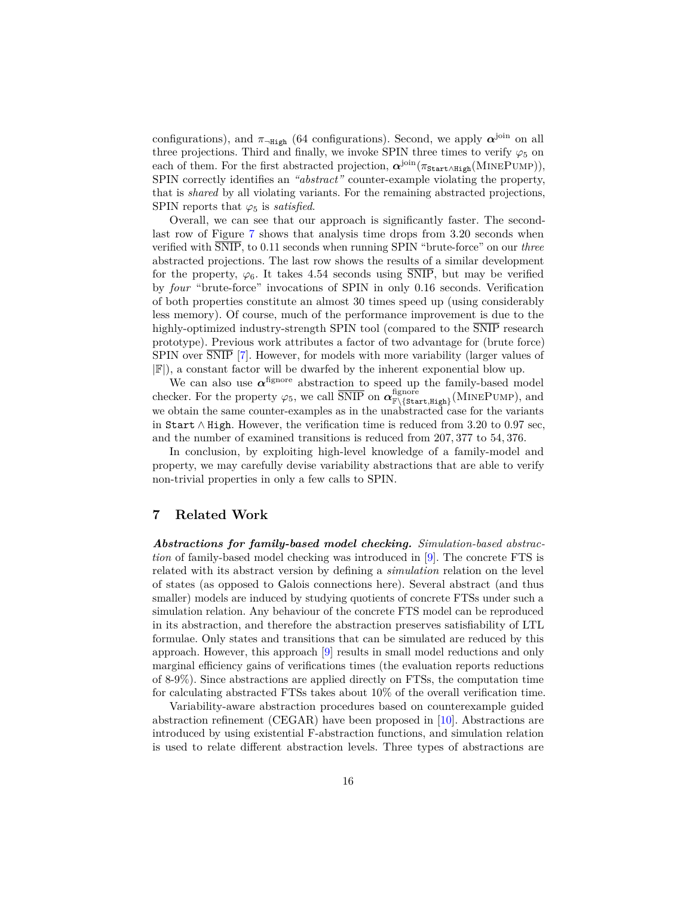configurations), and $\pi_{\neg\texttt{High}}$ (64 configurations). Second, we apply $\boldsymbol{\alpha}^{\text{join}}$ on all three projections. Third and finally, we invoke SPIN three times to verify $\varphi_5$ on each of them. For the first abstracted projection, $\boldsymbol{\alpha}^{\text{join}}(\pi_{\texttt{Start}\wedge\texttt{High}}(\text{MinePump}))$, SPIN correctly identifies an *"abstract"* counter-example violating the property, that is *shared* by all violating variants. For the remaining abstracted projections, SPIN reports that $\varphi_5$ is *satisfied*.

Overall, we can see that our approach is significantly faster. The second-last row of Figure 7 shows that analysis time drops from 3.20 seconds when verified with $\overline{\text{SNIP}}$, to 0.11 seconds when running SPIN "brute-force" on our *three* abstracted projections. The last row shows the results of a similar development for the property, $\varphi_6$. It takes 4.54 seconds using $\overline{\text{SNIP}}$, but may be verified by *four* "brute-force" invocations of SPIN in only 0.16 seconds. Verification of both properties constitute an almost 30 times speed up (using considerably less memory). Of course, much of the performance improvement is due to the highly-optimized industry-strength SPIN tool (compared to the $\overline{\text{SNIP}}$ research prototype). Previous work attributes a factor of two advantage for (brute force) SPIN over $\overline{\text{SNIP}}$ [7]. However, for models with more variability (larger values of $|\mathbb{F}|$), a constant factor will be dwarfed by the inherent exponential blow up.

We can also use $\boldsymbol{\alpha}^{\text{fignore}}$ abstraction to speed up the family-based model checker. For the property $\varphi_5$, we call $\overline{\text{SNIP}}$ on $\boldsymbol{\alpha}^{\text{fignore}}_{\mathbb{F}\setminus\{\texttt{Start},\texttt{High}\}}(\text{MinePump})$, and we obtain the same counter-examples as in the unabstracted case for the variants in $\texttt{Start} \wedge \texttt{High}$. However, the verification time is reduced from 3.20 to 0.97 sec, and the number of examined transitions is reduced from 207,377 to 54,376.

In conclusion, by exploiting high-level knowledge of a family-model and property, we may carefully devise variability abstractions that are able to verify non-trivial properties in only a few calls to SPIN.

## 7 Related Work

***Abstractions for family-based model checking.*** *Simulation-based abstraction* of family-based model checking was introduced in [9]. The concrete FTS is related with its abstract version by defining a *simulation* relation on the level of states (as opposed to Galois connections here). Several abstract (and thus smaller) models are induced by studying quotients of concrete FTSs under such a simulation relation. Any behaviour of the concrete FTS model can be reproduced in its abstraction, and therefore the abstraction preserves satisfiability of LTL formulae. Only states and transitions that can be simulated are reduced by this approach. However, this approach [9] results in small model reductions and only marginal efficiency gains of verifications times (the evaluation reports reductions of 8-9%). Since abstractions are applied directly on FTSs, the computation time for calculating abstracted FTSs takes about 10% of the overall verification time.

Variability-aware abstraction procedures based on counterexample guided abstraction refinement (CEGAR) have been proposed in [10]. Abstractions are introduced by using existential F-abstraction functions, and simulation relation is used to relate different abstraction levels. Three types of abstractions are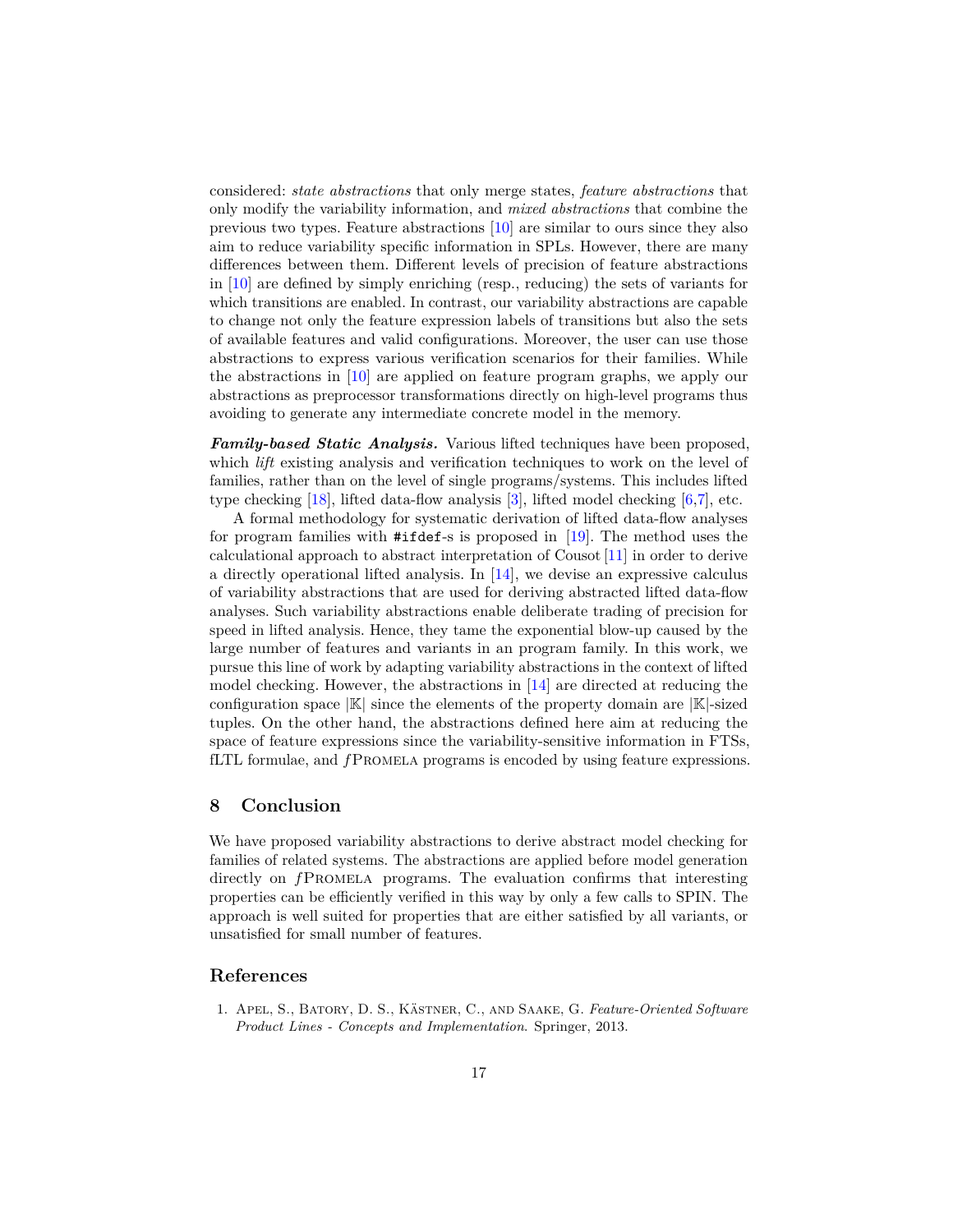considered: *state abstractions* that only merge states, *feature abstractions* that only modify the variability information, and *mixed abstractions* that combine the previous two types. Feature abstractions [10] are similar to ours since they also aim to reduce variability specific information in SPLs. However, there are many differences between them. Different levels of precision of feature abstractions in [10] are defined by simply enriching (resp., reducing) the sets of variants for which transitions are enabled. In contrast, our variability abstractions are capable to change not only the feature expression labels of transitions but also the sets of available features and valid configurations. Moreover, the user can use those abstractions to express various verification scenarios for their families. While the abstractions in [10] are applied on feature program graphs, we apply our abstractions as preprocessor transformations directly on high-level programs thus avoiding to generate any intermediate concrete model in the memory.

***Family-based Static Analysis.*** Various lifted techniques have been proposed, which *lift* existing analysis and verification techniques to work on the level of families, rather than on the level of single programs/systems. This includes lifted type checking [18], lifted data-flow analysis [3], lifted model checking [6,7], etc.

A formal methodology for systematic derivation of lifted data-flow analyses for program families with `#ifdef`-s is proposed in [19]. The method uses the calculational approach to abstract interpretation of Cousot [11] in order to derive a directly operational lifted analysis. In [14], we devise an expressive calculus of variability abstractions that are used for deriving abstracted lifted data-flow analyses. Such variability abstractions enable deliberate trading of precision for speed in lifted analysis. Hence, they tame the exponential blow-up caused by the large number of features and variants in an program family. In this work, we pursue this line of work by adapting variability abstractions in the context of lifted model checking. However, the abstractions in [14] are directed at reducing the configuration space $|\mathbb{K}|$ since the elements of the property domain are $|\mathbb{K}|$-sized tuples. On the other hand, the abstractions defined here aim at reducing the space of feature expressions since the variability-sensitive information in FTSs, fLTL formulae, and *f*PROMELA programs is encoded by using feature expressions.

## 8 Conclusion

We have proposed variability abstractions to derive abstract model checking for families of related systems. The abstractions are applied before model generation directly on *f*PROMELA programs. The evaluation confirms that interesting properties can be efficiently verified in this way by only a few calls to SPIN. The approach is well suited for properties that are either satisfied by all variants, or unsatisfied for small number of features.

## References

1. Apel, S., Batory, D. S., Kästner, C., and Saake, G. *Feature-Oriented Software Product Lines - Concepts and Implementation.* Springer, 2013.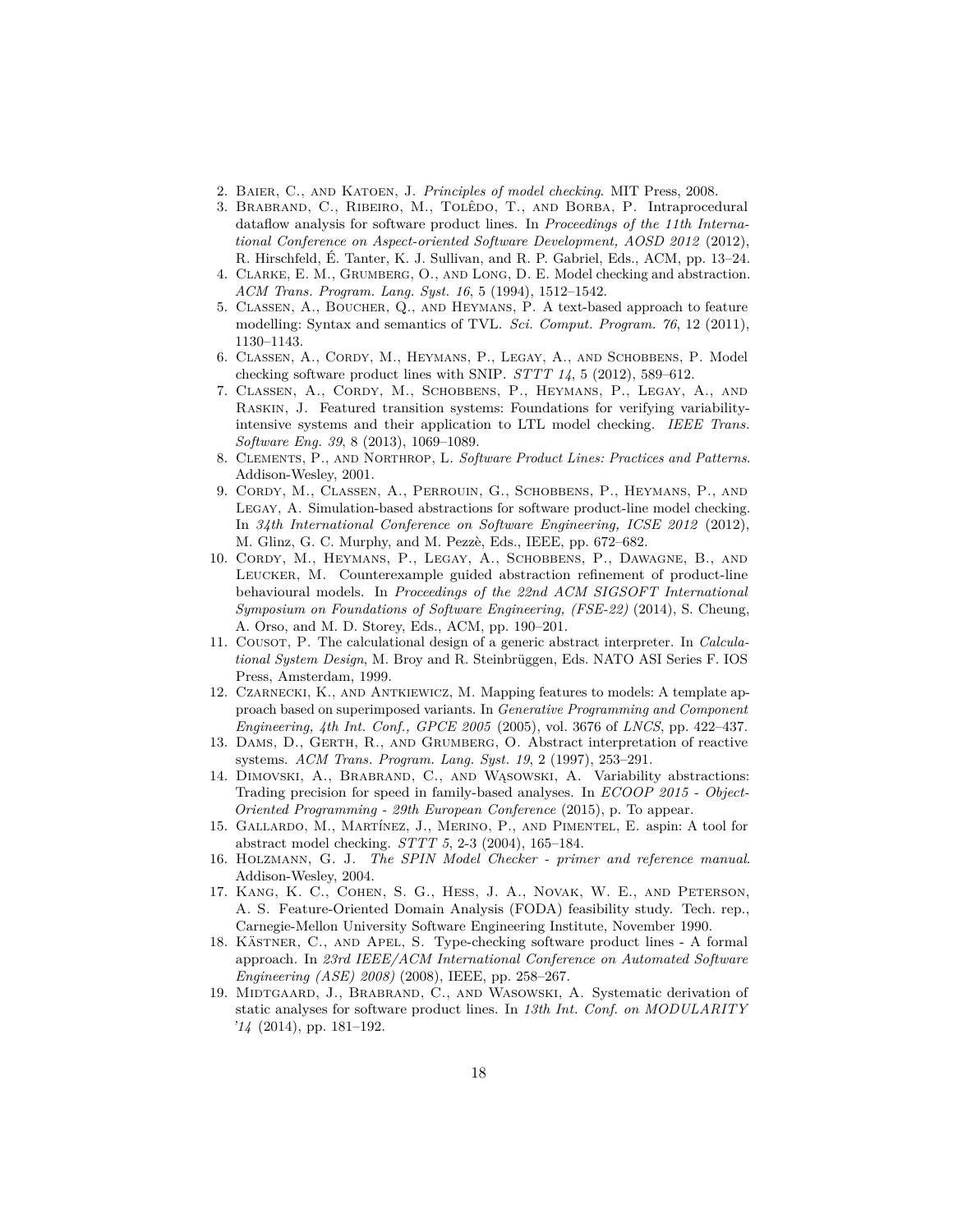2. Baier, C., and Katoen, J. *Principles of model checking*. MIT Press, 2008.
3. Brabrand, C., Ribeiro, M., Tolêdo, T., and Borba, P. Intraprocedural dataflow analysis for software product lines. In *Proceedings of the 11th International Conference on Aspect-oriented Software Development, AOSD 2012* (2012), R. Hirschfeld, É. Tanter, K. J. Sullivan, and R. P. Gabriel, Eds., ACM, pp. 13–24.
4. Clarke, E. M., Grumberg, O., and Long, D. E. Model checking and abstraction. *ACM Trans. Program. Lang. Syst. 16*, 5 (1994), 1512–1542.
5. Classen, A., Boucher, Q., and Heymans, P. A text-based approach to feature modelling: Syntax and semantics of TVL. *Sci. Comput. Program. 76*, 12 (2011), 1130–1143.
6. Classen, A., Cordy, M., Heymans, P., Legay, A., and Schobbens, P. Model checking software product lines with SNIP. *STTT 14*, 5 (2012), 589–612.
7. Classen, A., Cordy, M., Schobbens, P., Heymans, P., Legay, A., and Raskin, J. Featured transition systems: Foundations for verifying variability-intensive systems and their application to LTL model checking. *IEEE Trans. Software Eng. 39*, 8 (2013), 1069–1089.
8. Clements, P., and Northrop, L. *Software Product Lines: Practices and Patterns*. Addison-Wesley, 2001.
9. Cordy, M., Classen, A., Perrouin, G., Schobbens, P., Heymans, P., and Legay, A. Simulation-based abstractions for software product-line model checking. In *34th International Conference on Software Engineering, ICSE 2012* (2012), M. Glinz, G. C. Murphy, and M. Pezzè, Eds., IEEE, pp. 672–682.
10. Cordy, M., Heymans, P., Legay, A., Schobbens, P., Dawagne, B., and Leucker, M. Counterexample guided abstraction refinement of product-line behavioural models. In *Proceedings of the 22nd ACM SIGSOFT International Symposium on Foundations of Software Engineering, (FSE-22)* (2014), S. Cheung, A. Orso, and M. D. Storey, Eds., ACM, pp. 190–201.
11. Cousot, P. The calculational design of a generic abstract interpreter. In *Calculational System Design*, M. Broy and R. Steinbrüggen, Eds. NATO ASI Series F. IOS Press, Amsterdam, 1999.
12. Czarnecki, K., and Antkiewicz, M. Mapping features to models: A template approach based on superimposed variants. In *Generative Programming and Component Engineering, 4th Int. Conf., GPCE 2005* (2005), vol. 3676 of *LNCS*, pp. 422–437.
13. Dams, D., Gerth, R., and Grumberg, O. Abstract interpretation of reactive systems. *ACM Trans. Program. Lang. Syst. 19*, 2 (1997), 253–291.
14. Dimovski, A., Brabrand, C., and Wąsowski, A. Variability abstractions: Trading precision for speed in family-based analyses. In *ECOOP 2015 - Object-Oriented Programming - 29th European Conference* (2015), p. To appear.
15. Gallardo, M., Martínez, J., Merino, P., and Pimentel, E. aspin: A tool for abstract model checking. *STTT 5*, 2-3 (2004), 165–184.
16. Holzmann, G. J. *The SPIN Model Checker - primer and reference manual*. Addison-Wesley, 2004.
17. Kang, K. C., Cohen, S. G., Hess, J. A., Novak, W. E., and Peterson, A. S. Feature-Oriented Domain Analysis (FODA) feasibility study. Tech. rep., Carnegie-Mellon University Software Engineering Institute, November 1990.
18. Kästner, C., and Apel, S. Type-checking software product lines - A formal approach. In *23rd IEEE/ACM International Conference on Automated Software Engineering (ASE) 2008)* (2008), IEEE, pp. 258–267.
19. Midtgaard, J., Brabrand, C., and Wasowski, A. Systematic derivation of static analyses for software product lines. In *13th Int. Conf. on MODULARITY '14* (2014), pp. 181–192.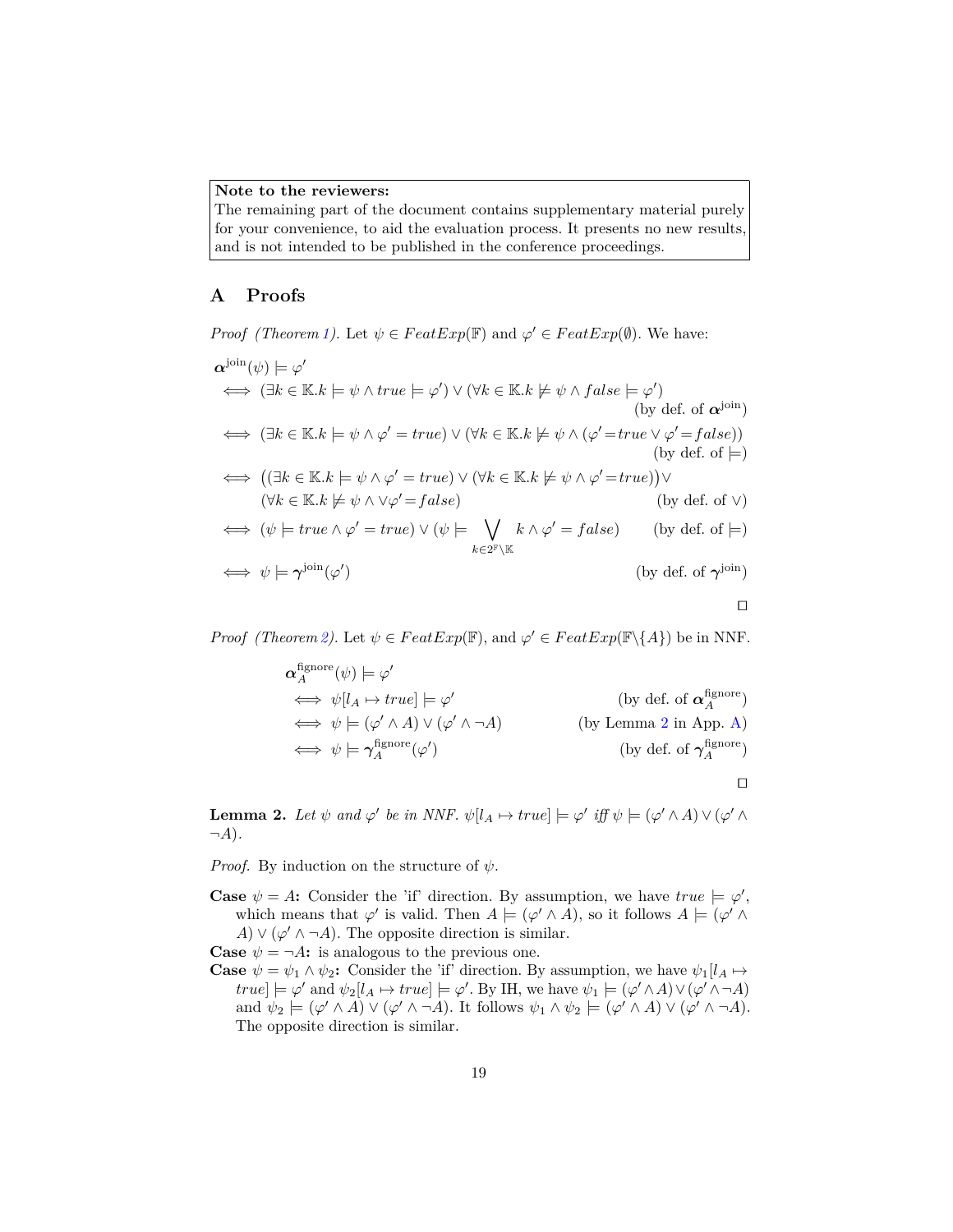**Note to the reviewers:**
The remaining part of the document contains supplementary material purely for your convenience, to aid the evaluation process. It presents no new results, and is not intended to be published in the conference proceedings.

## A Proofs

*Proof (Theorem 1).* Let $\psi \in FeatExp(\mathbb{F})$ and $\varphi' \in FeatExp(\emptyset)$. We have:

$$
\begin{aligned}
&\boldsymbol{\alpha}^{\text{join}}(\psi) \models \varphi' \\
&\iff (\exists k \in \mathbb{K}. k \models \psi \wedge true \models \varphi') \vee (\forall k \in \mathbb{K}. k \not\models \psi \wedge false \models \varphi') && \text{(by def. of } \boldsymbol{\alpha}^{\text{join}}\text{)} \\
&\iff (\exists k \in \mathbb{K}. k \models \psi \wedge \varphi' = true) \vee (\forall k \in \mathbb{K}. k \not\models \psi \wedge (\varphi' = true \vee \varphi' = false)) && \text{(by def. of } \models\text{)} \\
&\iff \big((\exists k \in \mathbb{K}. k \models \psi \wedge \varphi' = true) \vee (\forall k \in \mathbb{K}. k \not\models \psi \wedge \varphi' = true)\big) \vee \\
&\qquad (\forall k \in \mathbb{K}. k \not\models \psi \wedge \vee \varphi' = false) && \text{(by def. of } \vee\text{)} \\
&\iff (\psi \models true \wedge \varphi' = true) \vee (\psi \models \bigvee_{k \in 2^{\mathbb{F}} \setminus \mathbb{K}} k \wedge \varphi' = false) && \text{(by def. of } \models\text{)} \\
&\iff \psi \models \boldsymbol{\gamma}^{\text{join}}(\varphi') && \text{(by def. of } \boldsymbol{\gamma}^{\text{join}}\text{)}
\end{aligned}
$$

□

*Proof (Theorem 2).* Let $\psi \in FeatExp(\mathbb{F})$, and $\varphi' \in FeatExp(\mathbb{F} \backslash \{A\})$ be in NNF.

$$
\begin{aligned}
&\boldsymbol{\alpha}_A^{\text{fignore}}(\psi) \models \varphi' \\
&\iff \psi[l_A \mapsto true] \models \varphi' && \text{(by def. of } \boldsymbol{\alpha}_A^{\text{fignore}}\text{)} \\
&\iff \psi \models (\varphi' \wedge A) \vee (\varphi' \wedge \neg A) && \text{(by Lemma 2 in App. A)} \\
&\iff \psi \models \boldsymbol{\gamma}_A^{\text{fignore}}(\varphi') && \text{(by def. of } \boldsymbol{\gamma}_A^{\text{fignore}}\text{)}
\end{aligned}
$$

□

**Lemma 2.** *Let $\psi$ and $\varphi'$ be in NNF. $\psi[l_A \mapsto true] \models \varphi'$ iff $\psi \models (\varphi' \wedge A) \vee (\varphi' \wedge \neg A)$.*

*Proof.* By induction on the structure of $\psi$.

**Case $\psi = A$:** Consider the 'if' direction. By assumption, we have $true \models \varphi'$, which means that $\varphi'$ is valid. Then $A \models (\varphi' \wedge A)$, so it follows $A \models (\varphi' \wedge A) \vee (\varphi' \wedge \neg A)$. The opposite direction is similar.

**Case $\psi = \neg A$:** is analogous to the previous one.

**Case $\psi = \psi_1 \wedge \psi_2$:** Consider the 'if' direction. By assumption, we have $\psi_1[l_A \mapsto true] \models \varphi'$ and $\psi_2[l_A \mapsto true] \models \varphi'$. By IH, we have $\psi_1 \models (\varphi' \wedge A) \vee (\varphi' \wedge \neg A)$ and $\psi_2 \models (\varphi' \wedge A) \vee (\varphi' \wedge \neg A)$. It follows $\psi_1 \wedge \psi_2 \models (\varphi' \wedge A) \vee (\varphi' \wedge \neg A)$. The opposite direction is similar.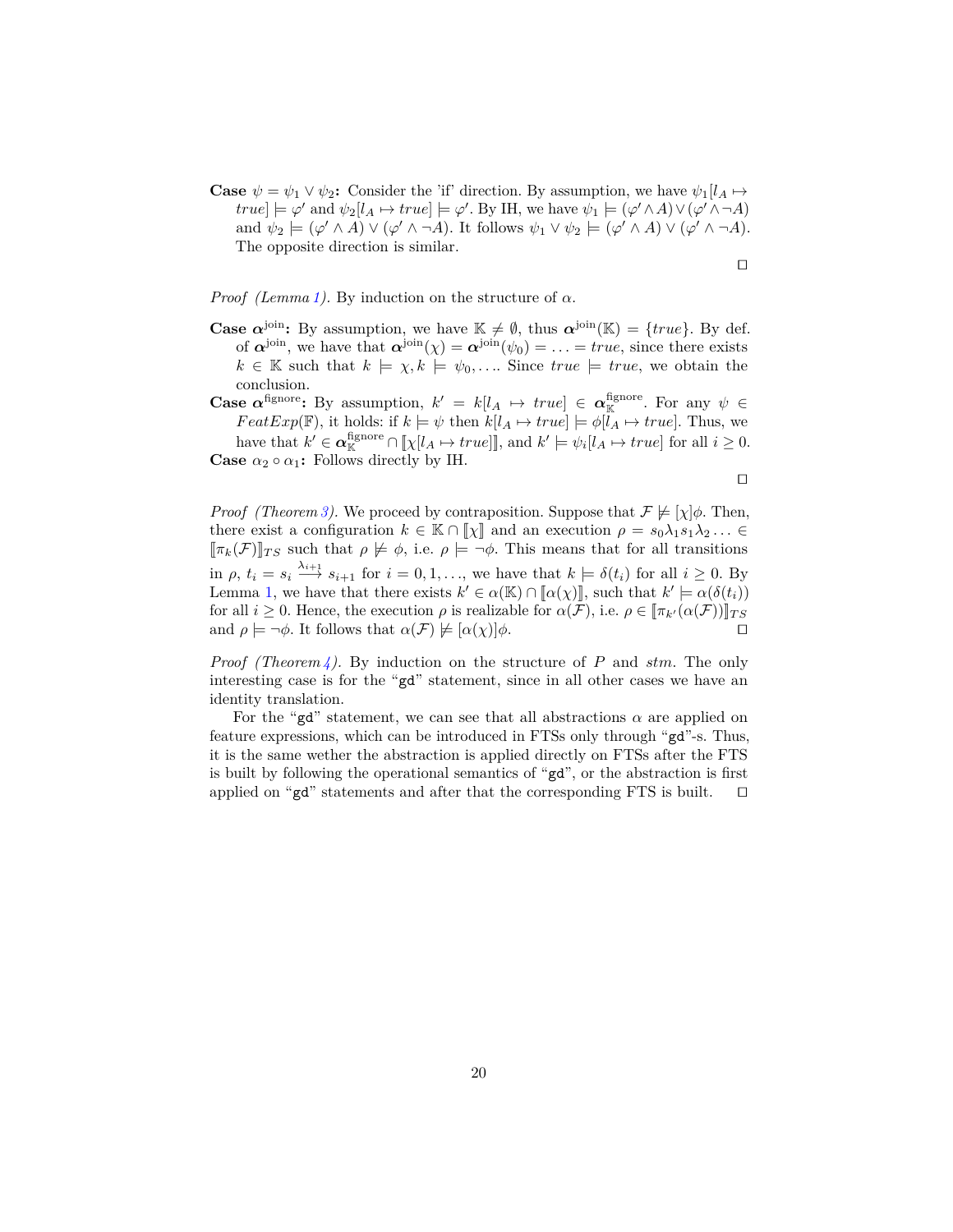**Case** $\psi = \psi_1 \vee \psi_2$**:** Consider the 'if' direction. By assumption, we have $\psi_1[l_A \mapsto true] \models \varphi'$ and $\psi_2[l_A \mapsto true] \models \varphi'$. By IH, we have $\psi_1 \models (\varphi' \wedge A) \vee (\varphi' \wedge \neg A)$ and $\psi_2 \models (\varphi' \wedge A) \vee (\varphi' \wedge \neg A)$. It follows $\psi_1 \vee \psi_2 \models (\varphi' \wedge A) \vee (\varphi' \wedge \neg A)$. The opposite direction is similar.

$\square$

*Proof (Lemma 1).* By induction on the structure of $\alpha$.

**Case** $\boldsymbol{\alpha}^{\text{join}}$**:** By assumption, we have $\mathbb{K} \neq \emptyset$, thus $\boldsymbol{\alpha}^{\text{join}}(\mathbb{K}) = \{true\}$. By def. of $\boldsymbol{\alpha}^{\text{join}}$, we have that $\boldsymbol{\alpha}^{\text{join}}(\chi) = \boldsymbol{\alpha}^{\text{join}}(\psi_0) = \ldots = true$, since there exists $k \in \mathbb{K}$ such that $k \models \chi, k \models \psi_0, \ldots$. Since $true \models true$, we obtain the conclusion.

**Case** $\boldsymbol{\alpha}^{\text{fignore}}$**:** By assumption, $k' = k[l_A \mapsto true] \in \boldsymbol{\alpha}^{\text{fignore}}_{\mathbb{K}}$. For any $\psi \in FeatExp(\mathbb{F})$, it holds: if $k \models \psi$ then $k[l_A \mapsto true] \models \phi[l_A \mapsto true]$. Thus, we have that $k' \in \boldsymbol{\alpha}^{\text{fignore}}_{\mathbb{K}} \cap [\![\chi[l_A \mapsto true]]\!]$, and $k' \models \psi_i[l_A \mapsto true]$ for all $i \geq 0$.

**Case** $\alpha_2 \circ \alpha_1$**:** Follows directly by IH.

$\square$

*Proof (Theorem 3).* We proceed by contraposition. Suppose that $\mathcal{F} \not\models [\chi]\phi$. Then, there exist a configuration $k \in \mathbb{K} \cap [\![\chi]\!]$ and an execution $\rho = s_0\lambda_1 s_1 \lambda_2 \ldots \in [\![\pi_k(\mathcal{F})]\!]_{TS}$ such that $\rho \not\models \phi$, i.e. $\rho \models \neg\phi$. This means that for all transitions in $\rho$, $t_i = s_i \xrightarrow{\lambda_{i+1}} s_{i+1}$ for $i = 0, 1, \ldots$, we have that $k \models \delta(t_i)$ for all $i \geq 0$. By Lemma 1, we have that there exists $k' \in \alpha(\mathbb{K}) \cap [\![\alpha(\chi)]\!]$, such that $k' \models \alpha(\delta(t_i))$ for all $i \geq 0$. Hence, the execution $\rho$ is realizable for $\alpha(\mathcal{F})$, i.e. $\rho \in [\![\pi_{k'}(\alpha(\mathcal{F}))]\!]_{TS}$ and $\rho \models \neg\phi$. It follows that $\alpha(\mathcal{F}) \not\models [\alpha(\chi)]\phi$. $\square$

*Proof (Theorem 4).* By induction on the structure of $P$ and *stm*. The only interesting case is for the "`gd`" statement, since in all other cases we have an identity translation.

For the "`gd`" statement, we can see that all abstractions $\alpha$ are applied on feature expressions, which can be introduced in FTSs only through "`gd`"-s. Thus, it is the same wether the abstraction is applied directly on FTSs after the FTS is built by following the operational semantics of "`gd`", or the abstraction is first applied on "`gd`" statements and after that the corresponding FTS is built. $\square$